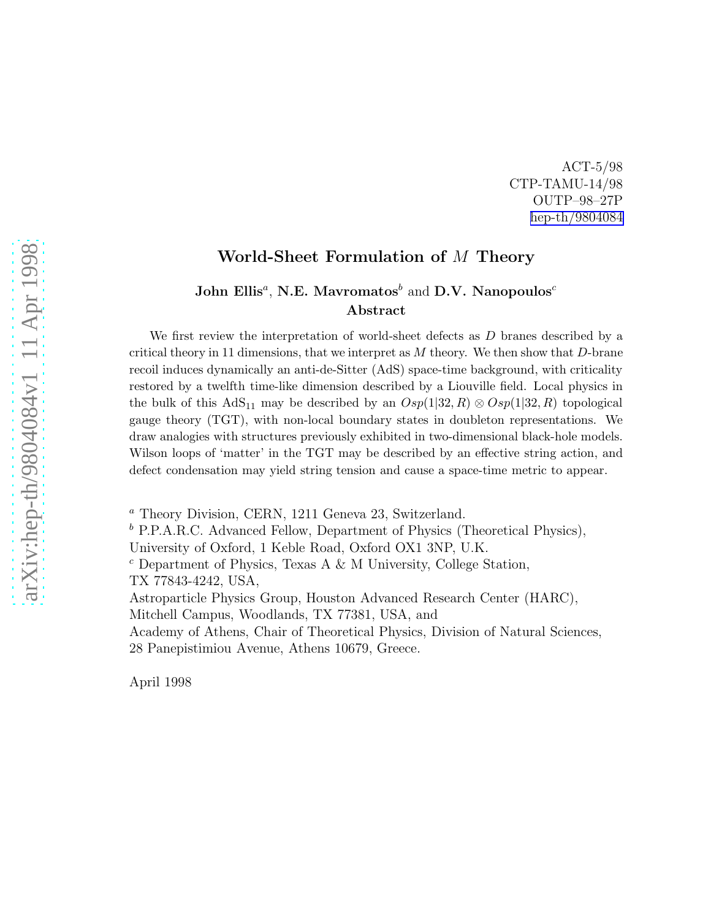ACT-5/98
CTP-TAMU-14/98
OUTP–98–27P
hep-th/9804084

# World-Sheet Formulation of $M$ Theory

**John Ellis**[a], **N.E. Mavromatos**[b] and **D.V. Nanopoulos**[c]

**Abstract**

We first review the interpretation of world-sheet defects as $D$ branes described by a critical theory in 11 dimensions, that we interpret as $M$ theory. We then show that $D$-brane recoil induces dynamically an anti-de-Sitter (AdS) space-time background, with criticality restored by a twelfth time-like dimension described by a Liouville field. Local physics in the bulk of this $\mathrm{AdS}_{11}$ may be described by an $Osp(1|32, R) \otimes Osp(1|32, R)$ topological gauge theory (TGT), with non-local boundary states in doubleton representations. We draw analogies with structures previously exhibited in two-dimensional black-hole models. Wilson loops of 'matter' in the TGT may be described by an effective string action, and defect condensation may yield string tension and cause a space-time metric to appear.

[a] Theory Division, CERN, 1211 Geneva 23, Switzerland.
[b] P.P.A.R.C. Advanced Fellow, Department of Physics (Theoretical Physics), University of Oxford, 1 Keble Road, Oxford OX1 3NP, U.K.
[c] Department of Physics, Texas A & M University, College Station, TX 77843-4242, USA,
Astroparticle Physics Group, Houston Advanced Research Center (HARC), Mitchell Campus, Woodlands, TX 77381, USA, and
Academy of Athens, Chair of Theoretical Physics, Division of Natural Sciences, 28 Panepistimiou Avenue, Athens 10679, Greece.

April 1998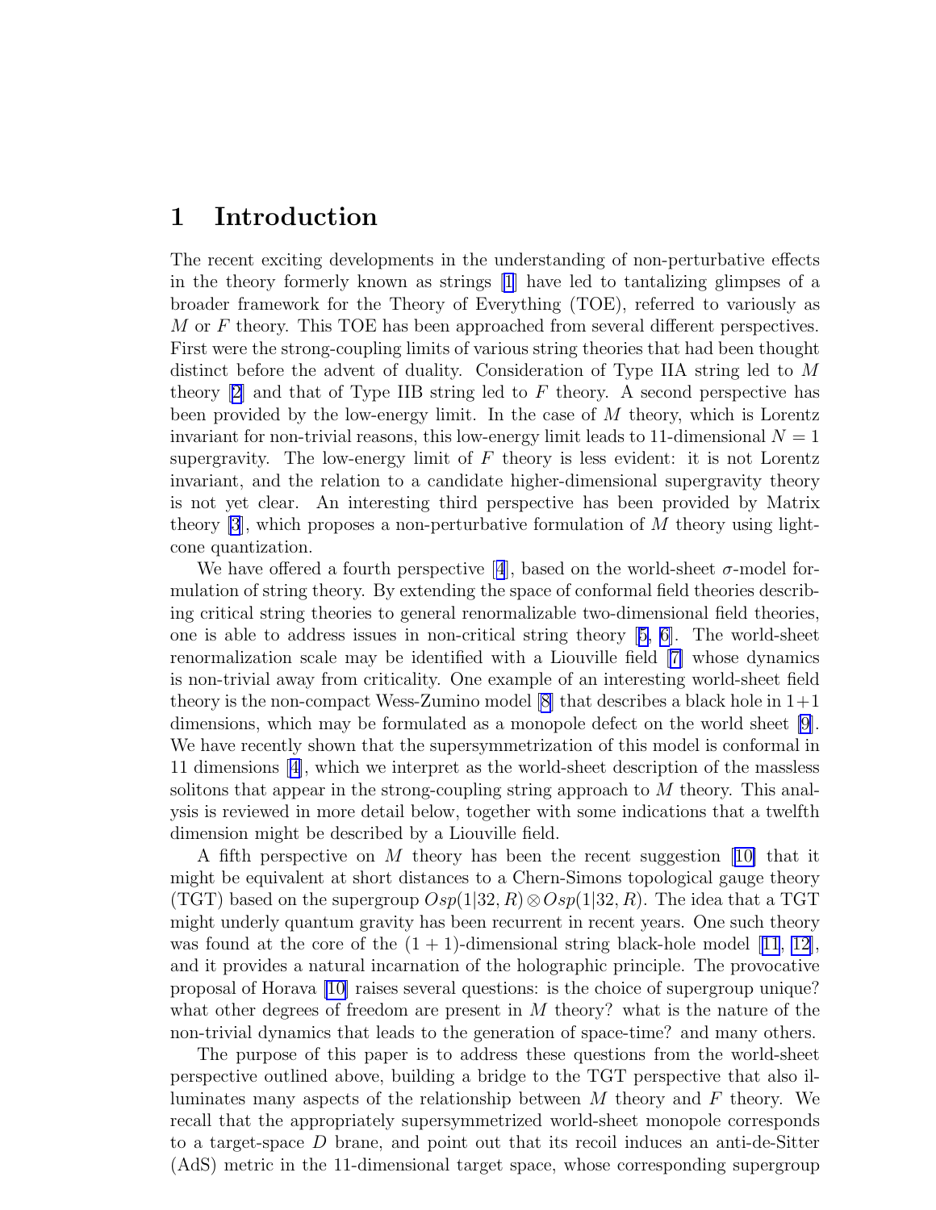# 1 Introduction

The recent exciting developments in the understanding of non-perturbative effects in the theory formerly known as strings [1] have led to tantalizing glimpses of a broader framework for the Theory of Everything (TOE), referred to variously as $M$ or $F$ theory. This TOE has been approached from several different perspectives. First were the strong-coupling limits of various string theories that had been thought distinct before the advent of duality. Consideration of Type IIA string led to $M$ theory [2] and that of Type IIB string led to $F$ theory. A second perspective has been provided by the low-energy limit. In the case of $M$ theory, which is Lorentz invariant for non-trivial reasons, this low-energy limit leads to 11-dimensional $N = 1$ supergravity. The low-energy limit of $F$ theory is less evident: it is not Lorentz invariant, and the relation to a candidate higher-dimensional supergravity theory is not yet clear. An interesting third perspective has been provided by Matrix theory [3], which proposes a non-perturbative formulation of $M$ theory using light-cone quantization.

We have offered a fourth perspective [4], based on the world-sheet $\sigma$-model formulation of string theory. By extending the space of conformal field theories describing critical string theories to general renormalizable two-dimensional field theories, one is able to address issues in non-critical string theory [5, 6]. The world-sheet renormalization scale may be identified with a Liouville field [7] whose dynamics is non-trivial away from criticality. One example of an interesting world-sheet field theory is the non-compact Wess-Zumino model [8] that describes a black hole in 1+1 dimensions, which may be formulated as a monopole defect on the world sheet [9]. We have recently shown that the supersymmetrization of this model is conformal in 11 dimensions [4], which we interpret as the world-sheet description of the massless solitons that appear in the strong-coupling string approach to $M$ theory. This analysis is reviewed in more detail below, together with some indications that a twelfth dimension might be described by a Liouville field.

A fifth perspective on $M$ theory has been the recent suggestion [10] that it might be equivalent at short distances to a Chern-Simons topological gauge theory (TGT) based on the supergroup $Osp(1|32, R) \otimes Osp(1|32, R)$. The idea that a TGT might underly quantum gravity has been recurrent in recent years. One such theory was found at the core of the $(1 + 1)$-dimensional string black-hole model [11, 12], and it provides a natural incarnation of the holographic principle. The provocative proposal of Horava [10] raises several questions: is the choice of supergroup unique? what other degrees of freedom are present in $M$ theory? what is the nature of the non-trivial dynamics that leads to the generation of space-time? and many others.

The purpose of this paper is to address these questions from the world-sheet perspective outlined above, building a bridge to the TGT perspective that also illuminates many aspects of the relationship between $M$ theory and $F$ theory. We recall that the appropriately supersymmetrized world-sheet monopole corresponds to a target-space $D$ brane, and point out that its recoil induces an anti-de-Sitter (AdS) metric in the 11-dimensional target space, whose corresponding supergroup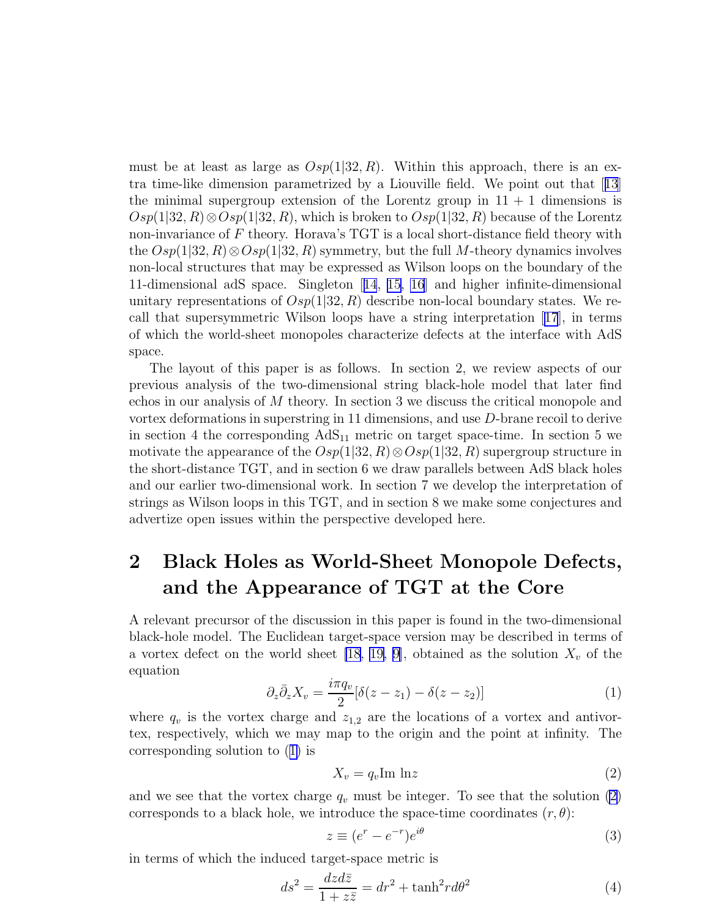must be at least as large as $Osp(1|32, R)$. Within this approach, there is an extra time-like dimension parametrized by a Liouville field. We point out that [13] the minimal supergroup extension of the Lorentz group in $11 + 1$ dimensions is $Osp(1|32, R) \otimes Osp(1|32, R)$, which is broken to $Osp(1|32, R)$ because of the Lorentz non-invariance of $F$ theory. Horava's TGT is a local short-distance field theory with the $Osp(1|32, R) \otimes Osp(1|32, R)$ symmetry, but the full $M$-theory dynamics involves non-local structures that may be expressed as Wilson loops on the boundary of the 11-dimensional adS space. Singleton [14, 15, 16] and higher infinite-dimensional unitary representations of $Osp(1|32, R)$ describe non-local boundary states. We recall that supersymmetric Wilson loops have a string interpretation [17], in terms of which the world-sheet monopoles characterize defects at the interface with AdS space.

The layout of this paper is as follows. In section 2, we review aspects of our previous analysis of the two-dimensional string black-hole model that later find echos in our analysis of $M$ theory. In section 3 we discuss the critical monopole and vortex deformations in superstring in 11 dimensions, and use $D$-brane recoil to derive in section 4 the corresponding $\mathrm{AdS}_{11}$ metric on target space-time. In section 5 we motivate the appearance of the $Osp(1|32, R) \otimes Osp(1|32, R)$ supergroup structure in the short-distance TGT, and in section 6 we draw parallels between AdS black holes and our earlier two-dimensional work. In section 7 we develop the interpretation of strings as Wilson loops in this TGT, and in section 8 we make some conjectures and advertize open issues within the perspective developed here.

# 2 Black Holes as World-Sheet Monopole Defects, and the Appearance of TGT at the Core

A relevant precursor of the discussion in this paper is found in the two-dimensional black-hole model. The Euclidean target-space version may be described in terms of a vortex defect on the world sheet [18, 19, 9], obtained as the solution $X_v$ of the equation

$$\partial_z \bar{\partial}_z X_v = \frac{i\pi q_v}{2}[\delta(z - z_1) - \delta(z - z_2)] \tag{1}$$

where $q_v$ is the vortex charge and $z_{1,2}$ are the locations of a vortex and antivortex, respectively, which we may map to the origin and the point at infinity. The corresponding solution to (1) is

$$X_v = q_v \mathrm{Im}\ \ln z \tag{2}$$

and we see that the vortex charge $q_v$ must be integer. To see that the solution (2) corresponds to a black hole, we introduce the space-time coordinates $(r, \theta)$:

$$z \equiv (e^r - e^{-r})e^{i\theta} \tag{3}$$

in terms of which the induced target-space metric is

$$ds^2 = \frac{dz d\bar{z}}{1 + z\bar{z}} = dr^2 + \tanh^2 r d\theta^2 \tag{4}$$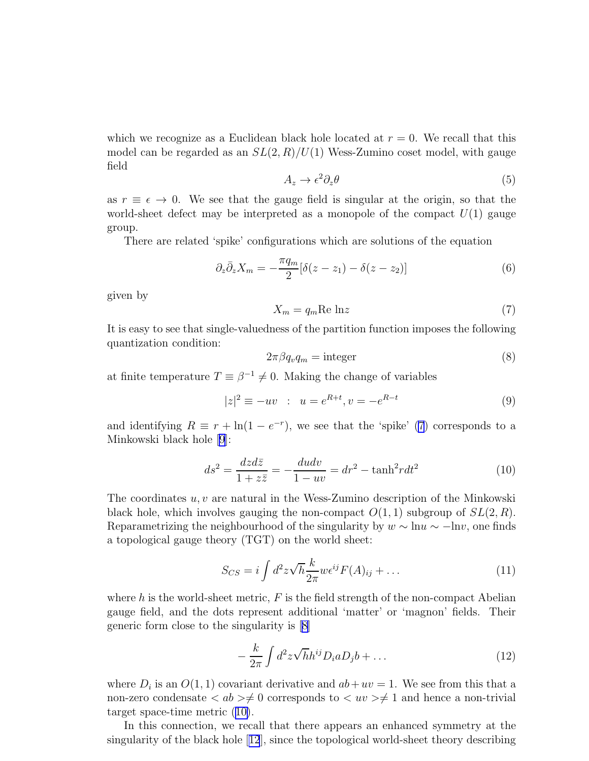which we recognize as a Euclidean black hole located at $r = 0$. We recall that this model can be regarded as an $SL(2,R)/U(1)$ Wess-Zumino coset model, with gauge field

$$A_z \to \epsilon^2 \partial_z \theta \tag{5}$$

as $r \equiv \epsilon \to 0$. We see that the gauge field is singular at the origin, so that the world-sheet defect may be interpreted as a monopole of the compact $U(1)$ gauge group.

There are related 'spike' configurations which are solutions of the equation

$$\partial_z \bar{\partial}_{\bar{z}} X_m = -\frac{\pi q_m}{2}[\delta(z - z_1) - \delta(z - z_2)] \tag{6}$$

given by

$$X_m = q_m \mathrm{Re}\ \mathrm{ln} z \tag{7}$$

It is easy to see that single-valuedness of the partition function imposes the following quantization condition:

$$2\pi \beta q_v q_m = \mathrm{integer} \tag{8}$$

at finite temperature $T \equiv \beta^{-1} \neq 0$. Making the change of variables

$$|z|^2 \equiv -uv \quad : \quad u = e^{R+t}, v = -e^{R-t} \tag{9}$$

and identifying $R \equiv r + \ln(1 - e^{-r})$, we see that the 'spike' (7) corresponds to a Minkowski black hole [9]:

$$ds^2 = \frac{dz d\bar{z}}{1 + z\bar{z}} = -\frac{du dv}{1 - uv} = dr^2 - \tanh^2 r dt^2 \tag{10}$$

The coordinates $u, v$ are natural in the Wess-Zumino description of the Minkowski black hole, which involves gauging the non-compact $O(1,1)$ subgroup of $SL(2,R)$. Reparametrizing the neighbourhood of the singularity by $w \sim \mathrm{ln} u \sim -\mathrm{ln} v$, one finds a topological gauge theory (TGT) on the world sheet:

$$S_{CS} = i \int d^2 z \sqrt{h} \frac{k}{2\pi} w \epsilon^{ij} F(A)_{ij} + \ldots \tag{11}$$

where $h$ is the world-sheet metric, $F$ is the field strength of the non-compact Abelian gauge field, and the dots represent additional 'matter' or 'magnon' fields. Their generic form close to the singularity is [8]

$$-\frac{k}{2\pi} \int d^2 z \sqrt{h} h^{ij} D_i a D_j b + \ldots \tag{12}$$

where $D_i$ is an $O(1,1)$ covariant derivative and $ab + uv = 1$. We see from this that a non-zero condensate $< ab > \neq 0$ corresponds to $< uv > \neq 1$ and hence a non-trivial target space-time metric (10).

In this connection, we recall that there appears an enhanced symmetry at the singularity of the black hole [12], since the topological world-sheet theory describing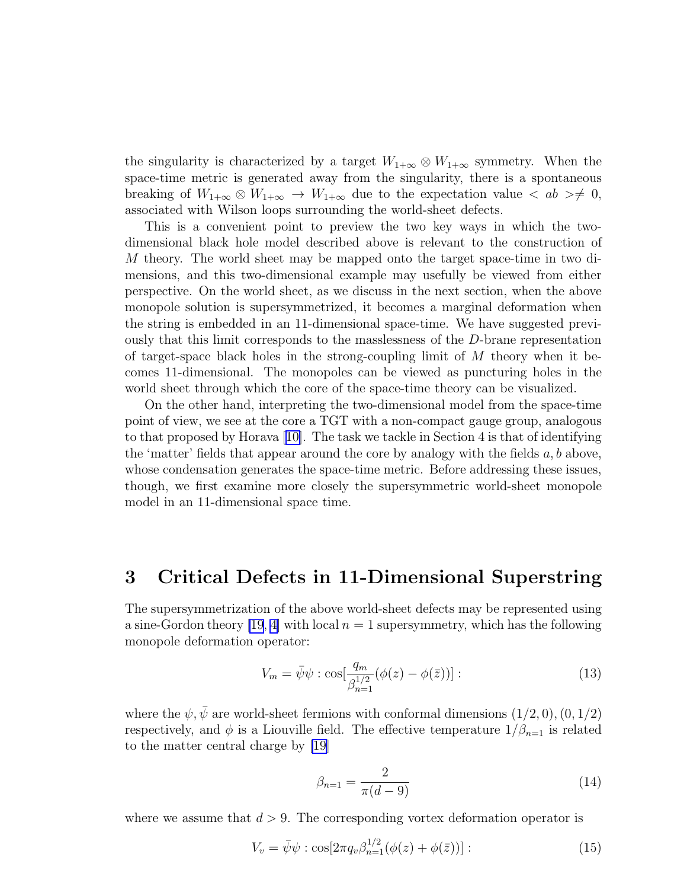the singularity is characterized by a target $W_{1+\infty} \otimes W_{1+\infty}$ symmetry. When the space-time metric is generated away from the singularity, there is a spontaneous breaking of $W_{1+\infty} \otimes W_{1+\infty} \to W_{1+\infty}$ due to the expectation value $< ab > \neq 0$, associated with Wilson loops surrounding the world-sheet defects.

This is a convenient point to preview the two key ways in which the two-dimensional black hole model described above is relevant to the construction of $M$ theory. The world sheet may be mapped onto the target space-time in two dimensions, and this two-dimensional example may usefully be viewed from either perspective. On the world sheet, as we discuss in the next section, when the above monopole solution is supersymmetrized, it becomes a marginal deformation when the string is embedded in an 11-dimensional space-time. We have suggested previously that this limit corresponds to the masslessness of the $D$-brane representation of target-space black holes in the strong-coupling limit of $M$ theory when it becomes 11-dimensional. The monopoles can be viewed as puncturing holes in the world sheet through which the core of the space-time theory can be visualized.

On the other hand, interpreting the two-dimensional model from the space-time point of view, we see at the core a TGT with a non-compact gauge group, analogous to that proposed by Horava [10]. The task we tackle in Section 4 is that of identifying the 'matter' fields that appear around the core by analogy with the fields $a, b$ above, whose condensation generates the space-time metric. Before addressing these issues, though, we first examine more closely the supersymmetric world-sheet monopole model in an 11-dimensional space time.

# 3 Critical Defects in 11-Dimensional Superstring

The supersymmetrization of the above world-sheet defects may be represented using a sine-Gordon theory [19, 4] with local $n = 1$ supersymmetry, which has the following monopole deformation operator:

$$V_m = \bar{\psi}\psi : \cos[\frac{q_m}{\beta_{n=1}^{1/2}}(\phi(z) - \phi(\bar{z}))] : \tag{13}$$

where the $\psi, \bar{\psi}$ are world-sheet fermions with conformal dimensions $(1/2, 0), (0, 1/2)$ respectively, and $\phi$ is a Liouville field. The effective temperature $1/\beta_{n=1}$ is related to the matter central charge by [19]

$$\beta_{n=1} = \frac{2}{\pi(d-9)} \tag{14}$$

where we assume that $d > 9$. The corresponding vortex deformation operator is

$$V_v = \bar{\psi}\psi : \cos[2\pi q_v \beta_{n=1}^{1/2}(\phi(z) + \phi(\bar{z}))] : \tag{15}$$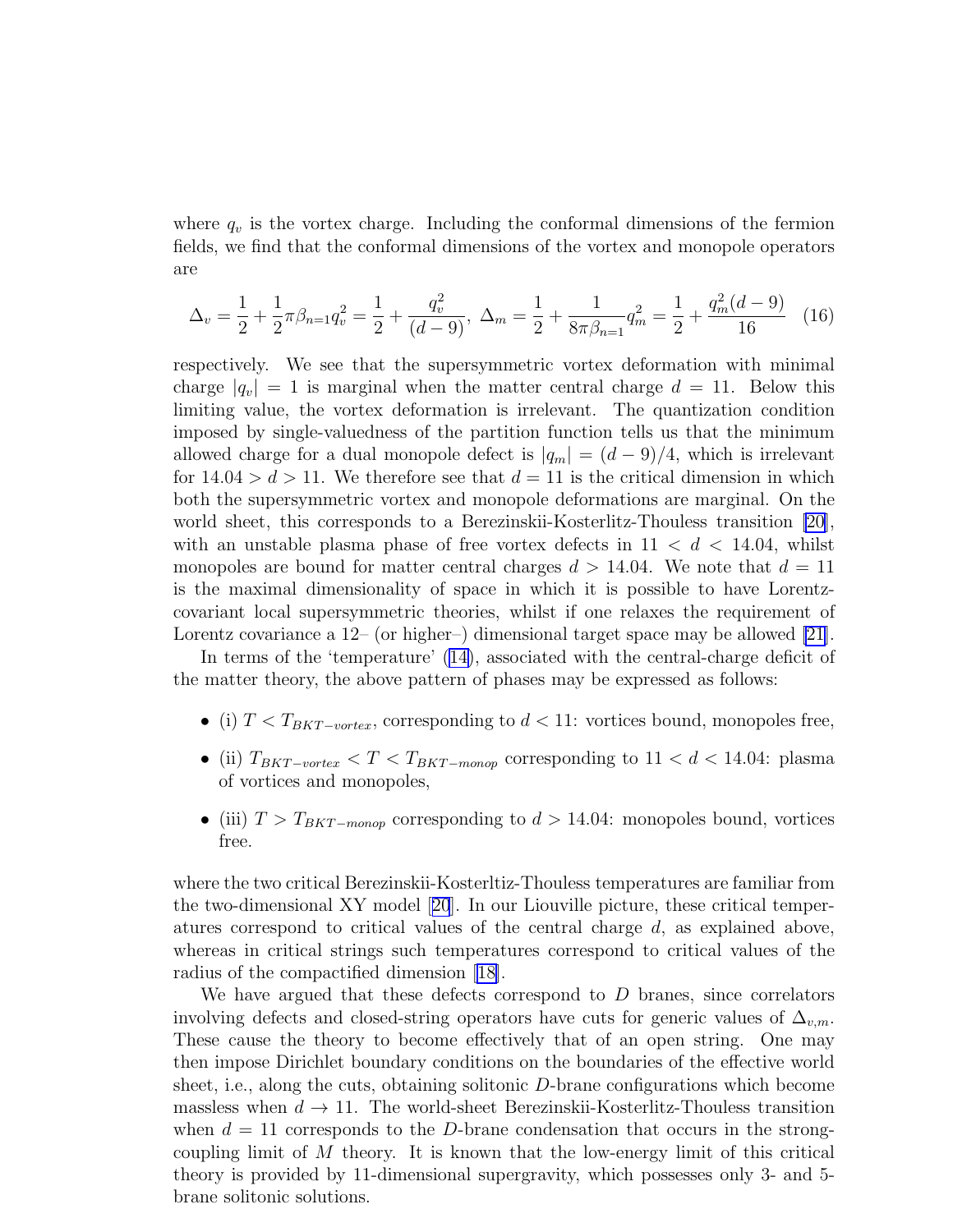where $q_v$ is the vortex charge. Including the conformal dimensions of the fermion fields, we find that the conformal dimensions of the vortex and monopole operators are

$$\Delta_v = \frac{1}{2} + \frac{1}{2}\pi\beta_{n=1}q_v^2 = \frac{1}{2} + \frac{q_v^2}{(d-9)},\ \Delta_m = \frac{1}{2} + \frac{1}{8\pi\beta_{n=1}}q_m^2 = \frac{1}{2} + \frac{q_m^2(d-9)}{16} \quad (16)$$

respectively. We see that the supersymmetric vortex deformation with minimal charge $|q_v| = 1$ is marginal when the matter central charge $d = 11$. Below this limiting value, the vortex deformation is irrelevant. The quantization condition imposed by single-valuedness of the partition function tells us that the minimum allowed charge for a dual monopole defect is $|q_m| = (d-9)/4$, which is irrelevant for $14.04 > d > 11$. We therefore see that $d = 11$ is the critical dimension in which both the supersymmetric vortex and monopole deformations are marginal. On the world sheet, this corresponds to a Berezinskii-Kosterlitz-Thouless transition [20], with an unstable plasma phase of free vortex defects in $11 < d < 14.04$, whilst monopoles are bound for matter central charges $d > 14.04$. We note that $d = 11$ is the maximal dimensionality of space in which it is possible to have Lorentz-covariant local supersymmetric theories, whilst if one relaxes the requirement of Lorentz covariance a 12– (or higher–) dimensional target space may be allowed [21].

In terms of the 'temperature' (14), associated with the central-charge deficit of the matter theory, the above pattern of phases may be expressed as follows:

- (i) $T < T_{BKT-vortex}$, corresponding to $d < 11$: vortices bound, monopoles free,
- (ii) $T_{BKT-vortex} < T < T_{BKT-monop}$ corresponding to $11 < d < 14.04$: plasma of vortices and monopoles,
- (iii) $T > T_{BKT-monop}$ corresponding to $d > 14.04$: monopoles bound, vortices free.

where the two critical Berezinskii-Kosterltiz-Thouless temperatures are familiar from the two-dimensional XY model [20]. In our Liouville picture, these critical temperatures correspond to critical values of the central charge $d$, as explained above, whereas in critical strings such temperatures correspond to critical values of the radius of the compactified dimension [18].

We have argued that these defects correspond to $D$ branes, since correlators involving defects and closed-string operators have cuts for generic values of $\Delta_{v,m}$. These cause the theory to become effectively that of an open string. One may then impose Dirichlet boundary conditions on the boundaries of the effective world sheet, i.e., along the cuts, obtaining solitonic $D$-brane configurations which become massless when $d \to 11$. The world-sheet Berezinskii-Kosterlitz-Thouless transition when $d = 11$ corresponds to the $D$-brane condensation that occurs in the strong-coupling limit of $M$ theory. It is known that the low-energy limit of this critical theory is provided by 11-dimensional supergravity, which possesses only 3- and 5-brane solitonic solutions.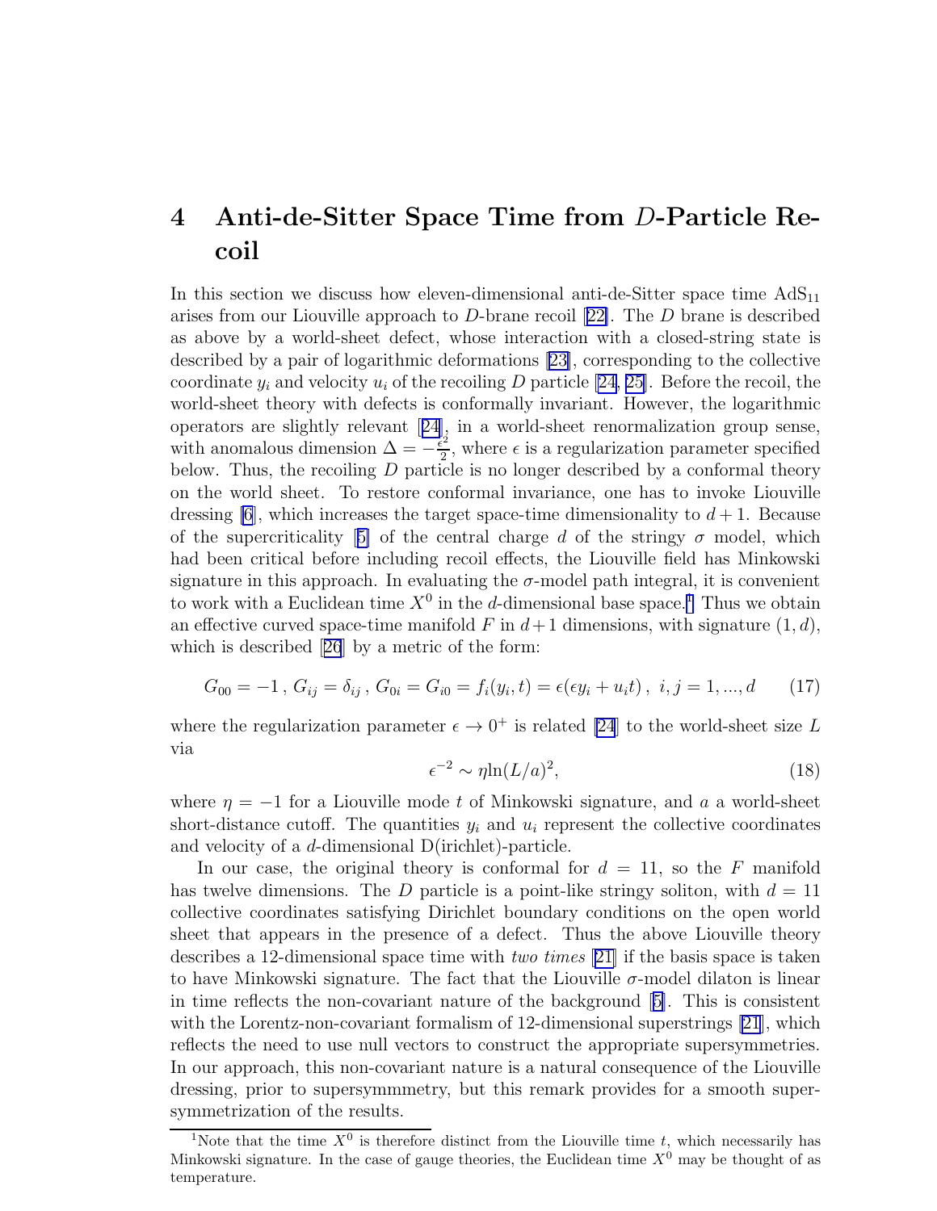# 4 Anti-de-Sitter Space Time from $D$-Particle Recoil

In this section we discuss how eleven-dimensional anti-de-Sitter space time $\mathrm{AdS}_{11}$ arises from our Liouville approach to $D$-brane recoil [22]. The $D$ brane is described as above by a world-sheet defect, whose interaction with a closed-string state is described by a pair of logarithmic deformations [23], corresponding to the collective coordinate $y_i$ and velocity $u_i$ of the recoiling $D$ particle [24, 25]. Before the recoil, the world-sheet theory with defects is conformally invariant. However, the logarithmic operators are slightly relevant [24], in a world-sheet renormalization group sense, with anomalous dimension $\Delta = -\frac{\epsilon^2}{2}$, where $\epsilon$ is a regularization parameter specified below. Thus, the recoiling $D$ particle is no longer described by a conformal theory on the world sheet. To restore conformal invariance, one has to invoke Liouville dressing [6], which increases the target space-time dimensionality to $d+1$. Because of the supercriticality [5] of the central charge $d$ of the stringy $\sigma$ model, which had been critical before including recoil effects, the Liouville field has Minkowski signature in this approach. In evaluating the $\sigma$-model path integral, it is convenient to work with a Euclidean time $X^0$ in the $d$-dimensional base space.[1] Thus we obtain an effective curved space-time manifold $F$ in $d+1$ dimensions, with signature $(1, d)$, which is described [26] by a metric of the form:

$$G_{00} = -1\,,\; G_{ij} = \delta_{ij}\,,\; G_{0i} = G_{i0} = f_i(y_i, t) = \epsilon(\epsilon y_i + u_i t)\,,\; i, j = 1, ..., d \tag{17}$$

where the regularization parameter $\epsilon \to 0^+$ is related [24] to the world-sheet size $L$ via

$$\epsilon^{-2} \sim \eta \ln(L/a)^2, \tag{18}$$

where $\eta = -1$ for a Liouville mode $t$ of Minkowski signature, and $a$ a world-sheet short-distance cutoff. The quantities $y_i$ and $u_i$ represent the collective coordinates and velocity of a $d$-dimensional D(irichlet)-particle.

In our case, the original theory is conformal for $d = 11$, so the $F$ manifold has twelve dimensions. The $D$ particle is a point-like stringy soliton, with $d = 11$ collective coordinates satisfying Dirichlet boundary conditions on the open world sheet that appears in the presence of a defect. Thus the above Liouville theory describes a 12-dimensional space time with *two times* [21] if the basis space is taken to have Minkowski signature. The fact that the Liouville $\sigma$-model dilaton is linear in time reflects the non-covariant nature of the background [5]. This is consistent with the Lorentz-non-covariant formalism of 12-dimensional superstrings [21], which reflects the need to use null vectors to construct the appropriate supersymmetries. In our approach, this non-covariant nature is a natural consequence of the Liouville dressing, prior to supersymmmetry, but this remark provides for a smooth supersymmetrization of the results.

[1] Note that the time $X^0$ is therefore distinct from the Liouville time $t$, which necessarily has Minkowski signature. In the case of gauge theories, the Euclidean time $X^0$ may be thought of as temperature.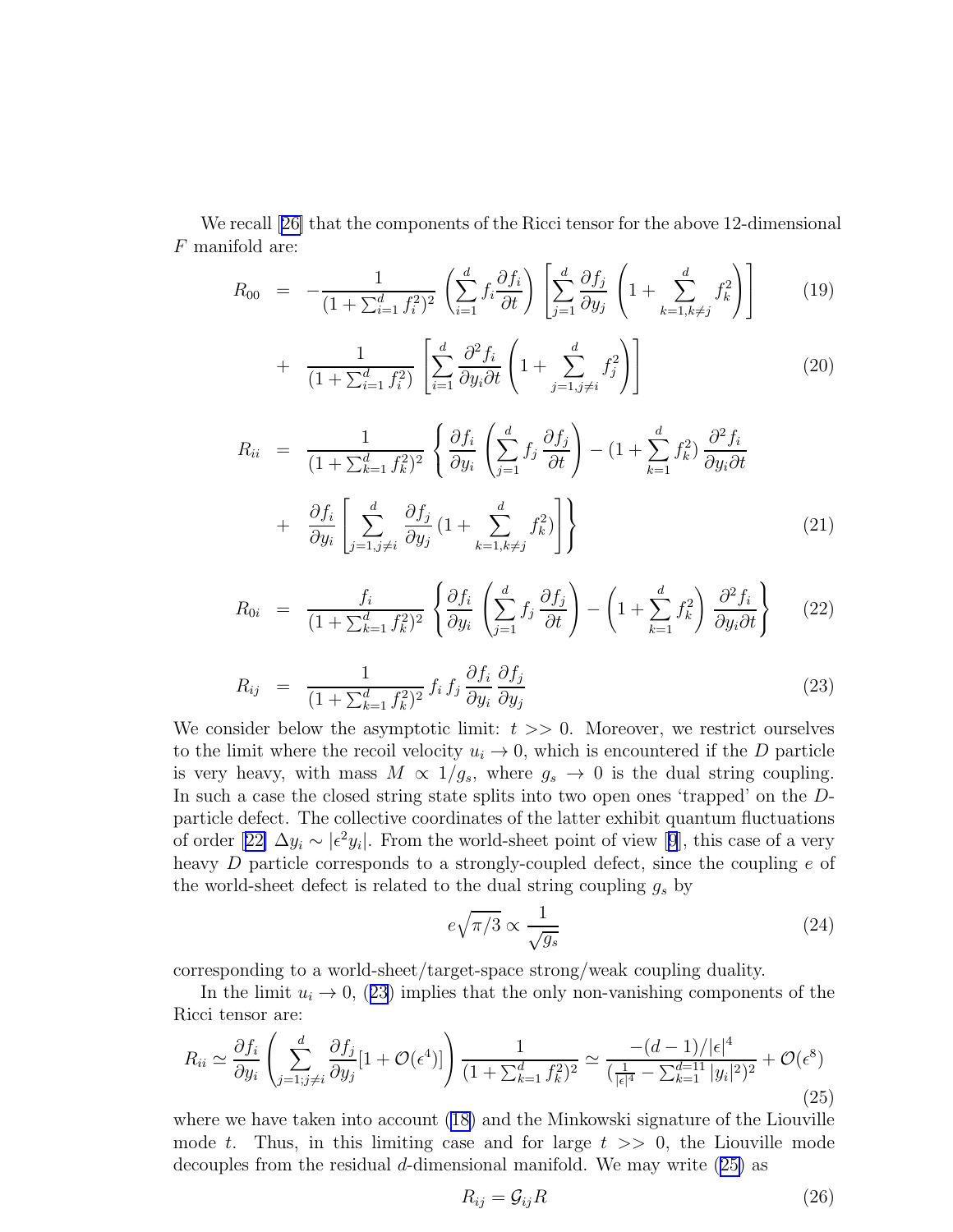We recall [26] that the components of the Ricci tensor for the above 12-dimensional $F$ manifold are:

$$
R_{00} = -\frac{1}{(1+\sum_{i=1}^{d} f_i^2)^2} \left( \sum_{i=1}^{d} f_i \frac{\partial f_i}{\partial t} \right) \left[ \sum_{j=1}^{d} \frac{\partial f_j}{\partial y_j} \left( 1 + \sum_{k=1, k\neq j}^{d} f_k^2 \right) \right] \tag{19}
$$

$$
+ \frac{1}{(1+\sum_{i=1}^{d} f_i^2)} \left[ \sum_{i=1}^{d} \frac{\partial^2 f_i}{\partial y_i \partial t} \left( 1 + \sum_{j=1, j\neq i}^{d} f_j^2 \right) \right] \tag{20}
$$

$$
R_{ii} = \frac{1}{(1+\sum_{k=1}^{d} f_k^2)^2} \left\{ \frac{\partial f_i}{\partial y_i} \left( \sum_{j=1}^{d} f_j \frac{\partial f_j}{\partial t} \right) - (1+\sum_{k=1}^{d} f_k^2) \frac{\partial^2 f_i}{\partial y_i \partial t} \right.
$$

$$
\left. + \frac{\partial f_i}{\partial y_i} \left[ \sum_{j=1, j\neq i}^{d} \frac{\partial f_j}{\partial y_j} (1 + \sum_{k=1, k\neq j}^{d} f_k^2) \right] \right\} \tag{21}
$$

$$
R_{0i} = \frac{f_i}{(1+\sum_{k=1}^{d} f_k^2)^2} \left\{ \frac{\partial f_i}{\partial y_i} \left( \sum_{j=1}^{d} f_j \frac{\partial f_j}{\partial t} \right) - \left( 1 + \sum_{k=1}^{d} f_k^2 \right) \frac{\partial^2 f_i}{\partial y_i \partial t} \right\} \tag{22}
$$

$$
R_{ij} = \frac{1}{(1+\sum_{k=1}^{d} f_k^2)^2} f_i f_j \frac{\partial f_i}{\partial y_i} \frac{\partial f_j}{\partial y_j} \tag{23}
$$

We consider below the asymptotic limit: $t >> 0$. Moreover, we restrict ourselves to the limit where the recoil velocity $u_i \to 0$, which is encountered if the $D$ particle is very heavy, with mass $M \propto 1/g_s$, where $g_s \to 0$ is the dual string coupling. In such a case the closed string state splits into two open ones 'trapped' on the $D$-particle defect. The collective coordinates of the latter exhibit quantum fluctuations of order [22] $\Delta y_i \sim |\epsilon^2 y_i|$. From the world-sheet point of view [9], this case of a very heavy $D$ particle corresponds to a strongly-coupled defect, since the coupling $e$ of the world-sheet defect is related to the dual string coupling $g_s$ by

$$
e\sqrt{\pi/3} \propto \frac{1}{\sqrt{g_s}} \tag{24}
$$

corresponding to a world-sheet/target-space strong/weak coupling duality.

In the limit $u_i \to 0$, (23) implies that the only non-vanishing components of the Ricci tensor are:

$$
R_{ii} \simeq \frac{\partial f_i}{\partial y_i} \left( \sum_{j=1; j\neq i}^{d} \frac{\partial f_j}{\partial y_j} [1 + \mathcal{O}(\epsilon^4)] \right) \frac{1}{(1+\sum_{k=1}^{d} f_k^2)^2} \simeq \frac{-(d-1)/|\epsilon|^4}{(\frac{1}{|\epsilon|^4} - \sum_{k=1}^{d=11} |y_i|^2)^2} + \mathcal{O}(\epsilon^8) \tag{25}
$$

where we have taken into account (18) and the Minkowski signature of the Liouville mode $t$. Thus, in this limiting case and for large $t >> 0$, the Liouville mode decouples from the residual $d$-dimensional manifold. We may write (25) as

$$
R_{ij} = \mathcal{G}_{ij} R \tag{26}
$$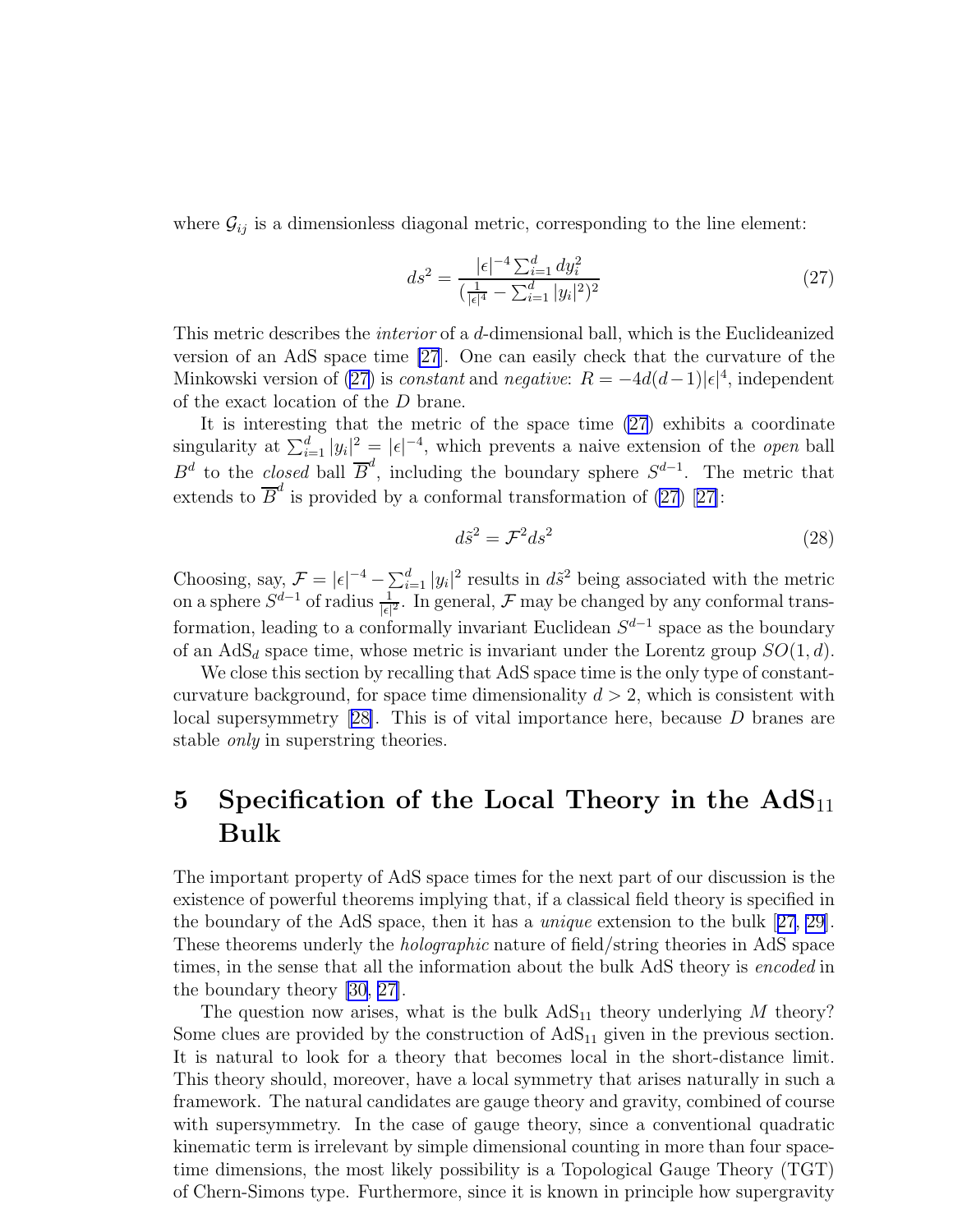where $\mathcal{G}_{ij}$ is a dimensionless diagonal metric, corresponding to the line element:

$$ds^2 = \frac{|\epsilon|^{-4} \sum_{i=1}^{d} dy_i^2}{(\frac{1}{|\epsilon|^4} - \sum_{i=1}^{d} |y_i|^2)^2} \tag{27}$$

This metric describes the *interior* of a $d$-dimensional ball, which is the Euclideanized version of an AdS space time [27]. One can easily check that the curvature of the Minkowski version of (27) is *constant* and *negative*: $R = -4d(d-1)|\epsilon|^4$, independent of the exact location of the $D$ brane.

It is interesting that the metric of the space time (27) exhibits a coordinate singularity at $\sum_{i=1}^{d} |y_i|^2 = |\epsilon|^{-4}$, which prevents a naive extension of the *open* ball $B^d$ to the *closed* ball $\overline{B}^d$, including the boundary sphere $S^{d-1}$. The metric that extends to $\overline{B}^d$ is provided by a conformal transformation of (27) [27]:

$$d\tilde{s}^2 = \mathcal{F}^2 ds^2 \tag{28}$$

Choosing, say, $\mathcal{F} = |\epsilon|^{-4} - \sum_{i=1}^{d} |y_i|^2$ results in $d\tilde{s}^2$ being associated with the metric on a sphere $S^{d-1}$ of radius $\frac{1}{|\epsilon|^2}$. In general, $\mathcal{F}$ may be changed by any conformal transformation, leading to a conformally invariant Euclidean $S^{d-1}$ space as the boundary of an AdS$_d$ space time, whose metric is invariant under the Lorentz group $SO(1,d)$.

We close this section by recalling that AdS space time is the only type of constant-curvature background, for space time dimensionality $d > 2$, which is consistent with local supersymmetry [28]. This is of vital importance here, because $D$ branes are stable *only* in superstring theories.

# 5 Specification of the Local Theory in the AdS$_{11}$ Bulk

The important property of AdS space times for the next part of our discussion is the existence of powerful theorems implying that, if a classical field theory is specified in the boundary of the AdS space, then it has a *unique* extension to the bulk [27, 29]. These theorems underly the *holographic* nature of field/string theories in AdS space times, in the sense that all the information about the bulk AdS theory is *encoded* in the boundary theory [30, 27].

The question now arises, what is the bulk AdS$_{11}$ theory underlying $M$ theory? Some clues are provided by the construction of AdS$_{11}$ given in the previous section. It is natural to look for a theory that becomes local in the short-distance limit. This theory should, moreover, have a local symmetry that arises naturally in such a framework. The natural candidates are gauge theory and gravity, combined of course with supersymmetry. In the case of gauge theory, since a conventional quadratic kinematic term is irrelevant by simple dimensional counting in more than four space-time dimensions, the most likely possibility is a Topological Gauge Theory (TGT) of Chern-Simons type. Furthermore, since it is known in principle how supergravity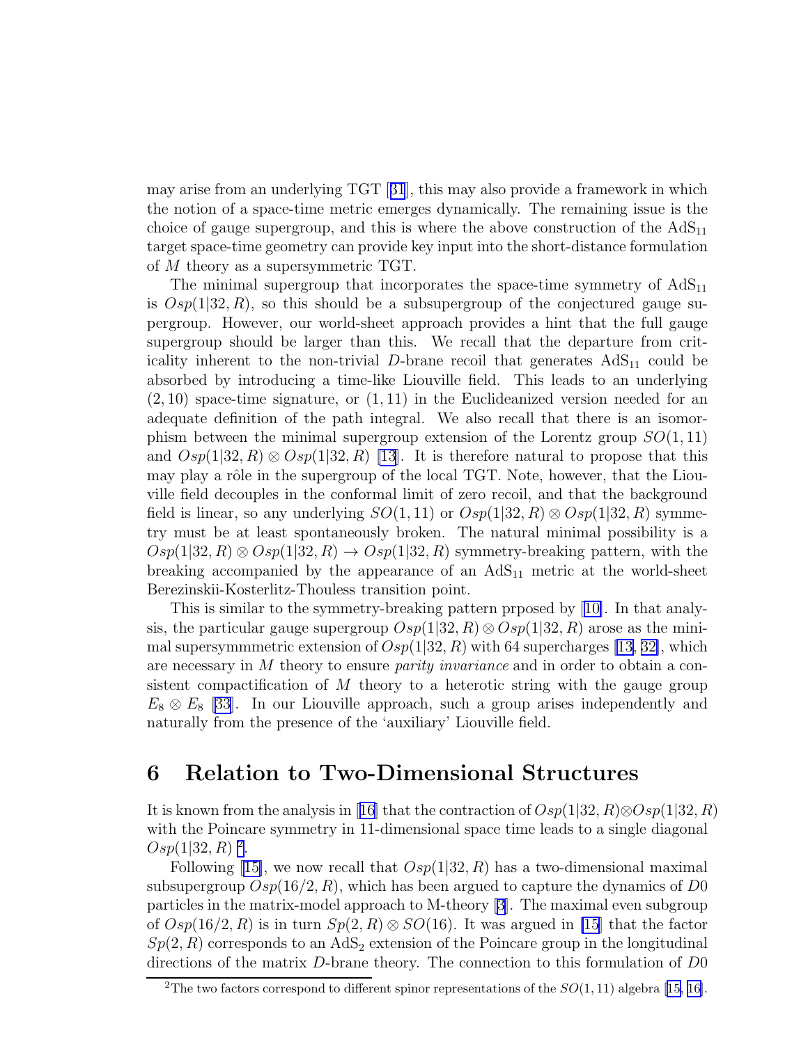may arise from an underlying TGT [31], this may also provide a framework in which the notion of a space-time metric emerges dynamically. The remaining issue is the choice of gauge supergroup, and this is where the above construction of the $\mathrm{AdS}_{11}$ target space-time geometry can provide key input into the short-distance formulation of $M$ theory as a supersymmetric TGT.

The minimal supergroup that incorporates the space-time symmetry of $\mathrm{AdS}_{11}$ is $Osp(1|32, R)$, so this should be a subsupergroup of the conjectured gauge supergroup. However, our world-sheet approach provides a hint that the full gauge supergroup should be larger than this. We recall that the departure from criticality inherent to the non-trivial $D$-brane recoil that generates $\mathrm{AdS}_{11}$ could be absorbed by introducing a time-like Liouville field. This leads to an underlying $(2, 10)$ space-time signature, or $(1, 11)$ in the Euclideanized version needed for an adequate definition of the path integral. We also recall that there is an isomorphism between the minimal supergroup extension of the Lorentz group $SO(1, 11)$ and $Osp(1|32, R) \otimes Osp(1|32, R)$ [13]. It is therefore natural to propose that this may play a rôle in the supergroup of the local TGT. Note, however, that the Liouville field decouples in the conformal limit of zero recoil, and that the background field is linear, so any underlying $SO(1, 11)$ or $Osp(1|32, R) \otimes Osp(1|32, R)$ symmetry must be at least spontaneously broken. The natural minimal possibility is a $Osp(1|32, R) \otimes Osp(1|32, R) \to Osp(1|32, R)$ symmetry-breaking pattern, with the breaking accompanied by the appearance of an $\mathrm{AdS}_{11}$ metric at the world-sheet Berezinskii-Kosterlitz-Thouless transition point.

This is similar to the symmetry-breaking pattern prposed by [10]. In that analysis, the particular gauge supergroup $Osp(1|32, R) \otimes Osp(1|32, R)$ arose as the minimal supersymmmetric extension of $Osp(1|32, R)$ with 64 supercharges [13, 32], which are necessary in $M$ theory to ensure *parity invariance* and in order to obtain a consistent compactification of $M$ theory to a heterotic string with the gauge group $E_8 \otimes E_8$ [33]. In our Liouville approach, such a group arises independently and naturally from the presence of the 'auxiliary' Liouville field.

# 6 Relation to Two-Dimensional Structures

It is known from the analysis in [16] that the contraction of $Osp(1|32, R) \otimes Osp(1|32, R)$ with the Poincare symmetry in 11-dimensional space time leads to a single diagonal $Osp(1|32, R)$ [2].

Following [15], we now recall that $Osp(1|32, R)$ has a two-dimensional maximal subsupergroup $Osp(16/2, R)$, which has been argued to capture the dynamics of $D0$ particles in the matrix-model approach to M-theory [3]. The maximal even subgroup of $Osp(16/2, R)$ is in turn $Sp(2, R) \otimes SO(16)$. It was argued in [15] that the factor $Sp(2, R)$ corresponds to an $\mathrm{AdS}_2$ extension of the Poincare group in the longitudinal directions of the matrix $D$-brane theory. The connection to this formulation of $D0$

[2] The two factors correspond to different spinor representations of the $SO(1, 11)$ algebra [15, 16].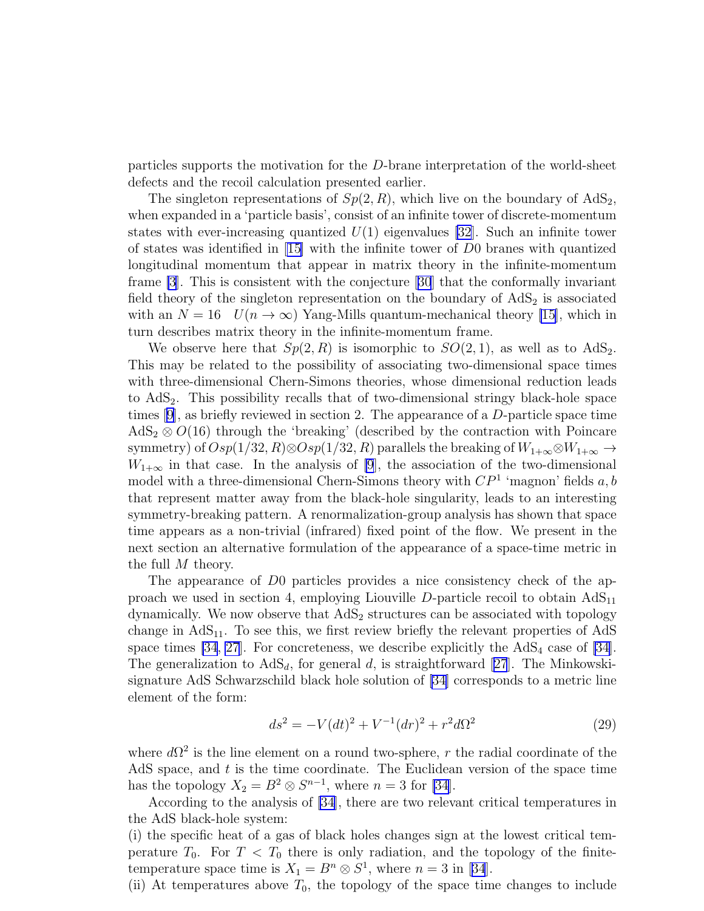particles supports the motivation for the $D$-brane interpretation of the world-sheet defects and the recoil calculation presented earlier.

The singleton representations of $Sp(2,R)$, which live on the boundary of $\mathrm{AdS}_2$, when expanded in a 'particle basis', consist of an infinite tower of discrete-momentum states with ever-increasing quantized $U(1)$ eigenvalues [32]. Such an infinite tower of states was identified in [15] with the infinite tower of $D0$ branes with quantized longitudinal momentum that appear in matrix theory in the infinite-momentum frame [3]. This is consistent with the conjecture [30] that the conformally invariant field theory of the singleton representation on the boundary of $\mathrm{AdS}_2$ is associated with an $N = 16 \quad U(n \to \infty)$ Yang-Mills quantum-mechanical theory [15], which in turn describes matrix theory in the infinite-momentum frame.

We observe here that $Sp(2,R)$ is isomorphic to $SO(2,1)$, as well as to $\mathrm{AdS}_2$. This may be related to the possibility of associating two-dimensional space times with three-dimensional Chern-Simons theories, whose dimensional reduction leads to $\mathrm{AdS}_2$. This possibility recalls that of two-dimensional stringy black-hole space times [9], as briefly reviewed in section 2. The appearance of a $D$-particle space time $\mathrm{AdS}_2 \otimes O(16)$ through the 'breaking' (described by the contraction with Poincare symmetry) of $Osp(1/32,R) \otimes Osp(1/32,R)$ parallels the breaking of $W_{1+\infty} \otimes W_{1+\infty} \to W_{1+\infty}$ in that case. In the analysis of [9], the association of the two-dimensional model with a three-dimensional Chern-Simons theory with $CP^1$ 'magnon' fields $a, b$ that represent matter away from the black-hole singularity, leads to an interesting symmetry-breaking pattern. A renormalization-group analysis has shown that space time appears as a non-trivial (infrared) fixed point of the flow. We present in the next section an alternative formulation of the appearance of a space-time metric in the full $M$ theory.

The appearance of $D0$ particles provides a nice consistency check of the approach we used in section 4, employing Liouville $D$-particle recoil to obtain $\mathrm{AdS}_{11}$ dynamically. We now observe that $\mathrm{AdS}_2$ structures can be associated with topology change in $\mathrm{AdS}_{11}$. To see this, we first review briefly the relevant properties of AdS space times [34, 27]. For concreteness, we describe explicitly the $\mathrm{AdS}_4$ case of [34]. The generalization to $\mathrm{AdS}_d$, for general $d$, is straightforward [27]. The Minkowski-signature AdS Schwarzschild black hole solution of [34] corresponds to a metric line element of the form:

$$ds^2 = -V(dt)^2 + V^{-1}(dr)^2 + r^2 d\Omega^2 \tag{29}$$

where $d\Omega^2$ is the line element on a round two-sphere, $r$ the radial coordinate of the AdS space, and $t$ is the time coordinate. The Euclidean version of the space time has the topology $X_2 = B^2 \otimes S^{n-1}$, where $n = 3$ for [34].

According to the analysis of [34], there are two relevant critical temperatures in the AdS black-hole system:

(i) the specific heat of a gas of black holes changes sign at the lowest critical temperature $T_0$. For $T < T_0$ there is only radiation, and the topology of the finite-temperature space time is $X_1 = B^n \otimes S^1$, where $n = 3$ in [34].

(ii) At temperatures above $T_0$, the topology of the space time changes to include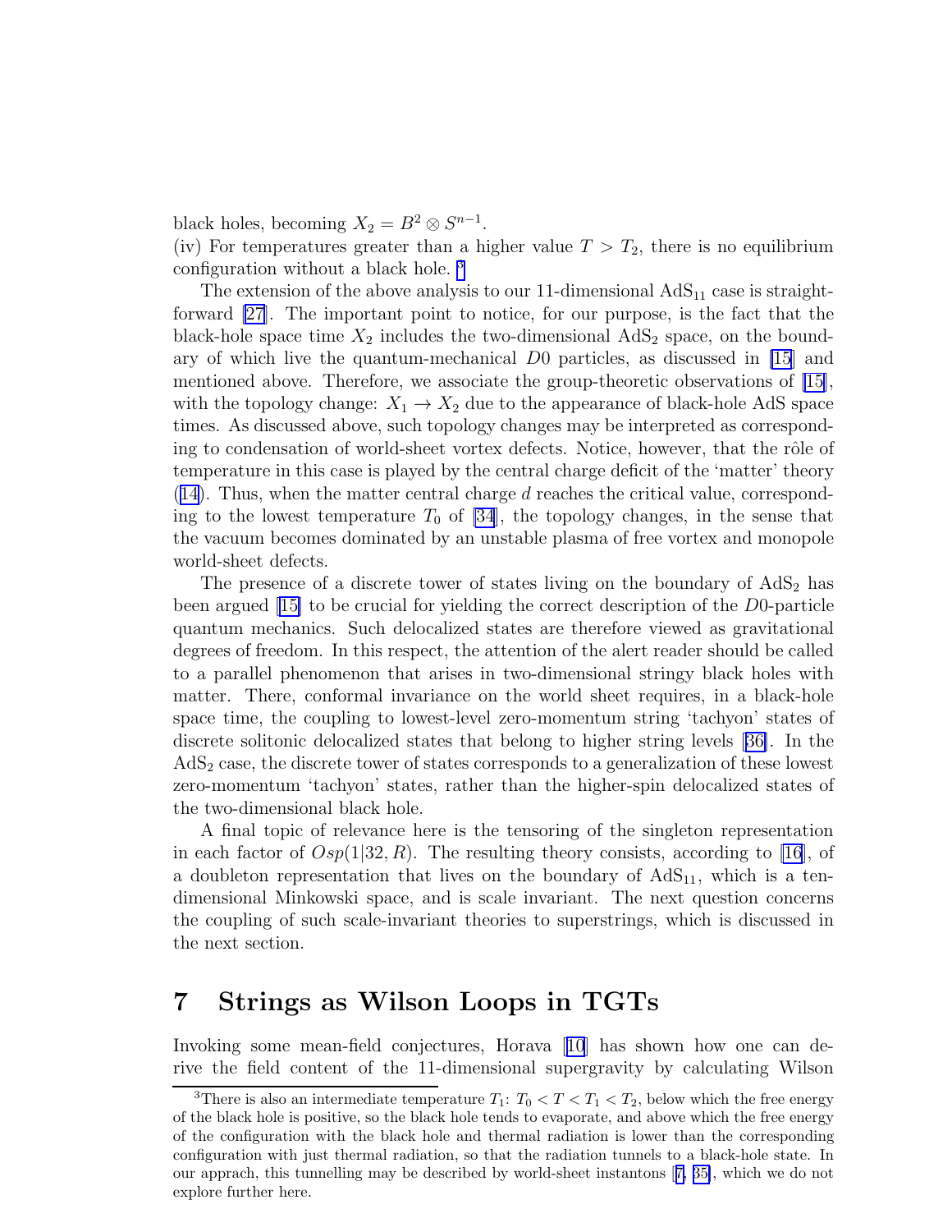black holes, becoming $X_2 = B^2 \otimes S^{n-1}$.
(iv) For temperatures greater than a higher value $T > T_2$, there is no equilibrium configuration without a black hole. [3]

The extension of the above analysis to our 11-dimensional $\mathrm{AdS}_{11}$ case is straightforward [27]. The important point to notice, for our purpose, is the fact that the black-hole space time $X_2$ includes the two-dimensional $\mathrm{AdS}_2$ space, on the boundary of which live the quantum-mechanical $D0$ particles, as discussed in [15] and mentioned above. Therefore, we associate the group-theoretic observations of [15], with the topology change: $X_1 \to X_2$ due to the appearance of black-hole AdS space times. As discussed above, such topology changes may be interpreted as corresponding to condensation of world-sheet vortex defects. Notice, however, that the rôle of temperature in this case is played by the central charge deficit of the 'matter' theory (14). Thus, when the matter central charge $d$ reaches the critical value, corresponding to the lowest temperature $T_0$ of [34], the topology changes, in the sense that the vacuum becomes dominated by an unstable plasma of free vortex and monopole world-sheet defects.

The presence of a discrete tower of states living on the boundary of $\mathrm{AdS}_2$ has been argued [15] to be crucial for yielding the correct description of the $D0$-particle quantum mechanics. Such delocalized states are therefore viewed as gravitational degrees of freedom. In this respect, the attention of the alert reader should be called to a parallel phenomenon that arises in two-dimensional stringy black holes with matter. There, conformal invariance on the world sheet requires, in a black-hole space time, the coupling to lowest-level zero-momentum string 'tachyon' states of discrete solitonic delocalized states that belong to higher string levels [36]. In the $\mathrm{AdS}_2$ case, the discrete tower of states corresponds to a generalization of these lowest zero-momentum 'tachyon' states, rather than the higher-spin delocalized states of the two-dimensional black hole.

A final topic of relevance here is the tensoring of the singleton representation in each factor of $Osp(1|32, R)$. The resulting theory consists, according to [16], of a doubleton representation that lives on the boundary of $\mathrm{AdS}_{11}$, which is a ten-dimensional Minkowski space, and is scale invariant. The next question concerns the coupling of such scale-invariant theories to superstrings, which is discussed in the next section.

# 7 Strings as Wilson Loops in TGTs

Invoking some mean-field conjectures, Horava [10] has shown how one can derive the field content of the 11-dimensional supergravity by calculating Wilson

[3] There is also an intermediate temperature $T_1$: $T_0 < T < T_1 < T_2$, below which the free energy of the black hole is positive, so the black hole tends to evaporate, and above which the free energy of the configuration with the black hole and thermal radiation is lower than the corresponding configuration with just thermal radiation, so that the radiation tunnels to a black-hole state. In our apprach, this tunnelling may be described by world-sheet instantons [7, 35], which we do not explore further here.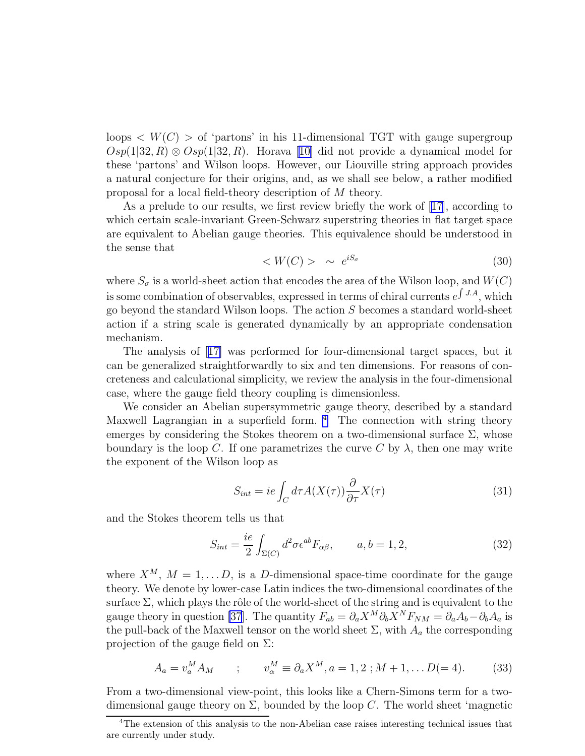loops $< W(C) >$ of 'partons' in his 11-dimensional TGT with gauge supergroup $Osp(1|32,R) \otimes Osp(1|32,R)$. Horava [10] did not provide a dynamical model for these 'partons' and Wilson loops. However, our Liouville string approach provides a natural conjecture for their origins, and, as we shall see below, a rather modified proposal for a local field-theory description of $M$ theory.

As a prelude to our results, we first review briefly the work of [17], according to which certain scale-invariant Green-Schwarz superstring theories in flat target space are equivalent to Abelian gauge theories. This equivalence should be understood in the sense that

$$< W(C) > \quad \sim \quad e^{iS_\sigma} \tag{30}$$

where $S_\sigma$ is a world-sheet action that encodes the area of the Wilson loop, and $W(C)$ is some combination of observables, expressed in terms of chiral currents $e^{\int J.A}$, which go beyond the standard Wilson loops. The action $S$ becomes a standard world-sheet action if a string scale is generated dynamically by an appropriate condensation mechanism.

The analysis of [17] was performed for four-dimensional target spaces, but it can be generalized straightforwardly to six and ten dimensions. For reasons of concreteness and calculational simplicity, we review the analysis in the four-dimensional case, where the gauge field theory coupling is dimensionless.

We consider an Abelian supersymmetric gauge theory, described by a standard Maxwell Lagrangian in a superfield form. [4] The connection with string theory emerges by considering the Stokes theorem on a two-dimensional surface $\Sigma$, whose boundary is the loop $C$. If one parametrizes the curve $C$ by $\lambda$, then one may write the exponent of the Wilson loop as

$$S_{int} = ie \int_C d\tau A(X(\tau)) \frac{\partial}{\partial \tau} X(\tau) \tag{31}$$

and the Stokes theorem tells us that

$$S_{int} = \frac{ie}{2} \int_{\Sigma(C)} d^2\sigma \epsilon^{ab} F_{\alpha\beta}, \qquad a,b = 1,2, \tag{32}$$

where $X^M$, $M = 1, \ldots D$, is a $D$-dimensional space-time coordinate for the gauge theory. We denote by lower-case Latin indices the two-dimensional coordinates of the surface $\Sigma$, which plays the rôle of the world-sheet of the string and is equivalent to the gauge theory in question [37]. The quantity $F_{ab} = \partial_a X^M \partial_b X^N F_{NM} = \partial_a A_b - \partial_b A_a$ is the pull-back of the Maxwell tensor on the world sheet $\Sigma$, with $A_a$ the corresponding projection of the gauge field on $\Sigma$:

$$A_a = v_a^M A_M \qquad ; \qquad v_\alpha^M \equiv \partial_a X^M, a = 1,2\ ; M + 1, \ldots D(= 4). \tag{33}$$

From a two-dimensional view-point, this looks like a Chern-Simons term for a two-dimensional gauge theory on $\Sigma$, bounded by the loop $C$. The world sheet 'magnetic

[4] The extension of this analysis to the non-Abelian case raises interesting technical issues that are currently under study.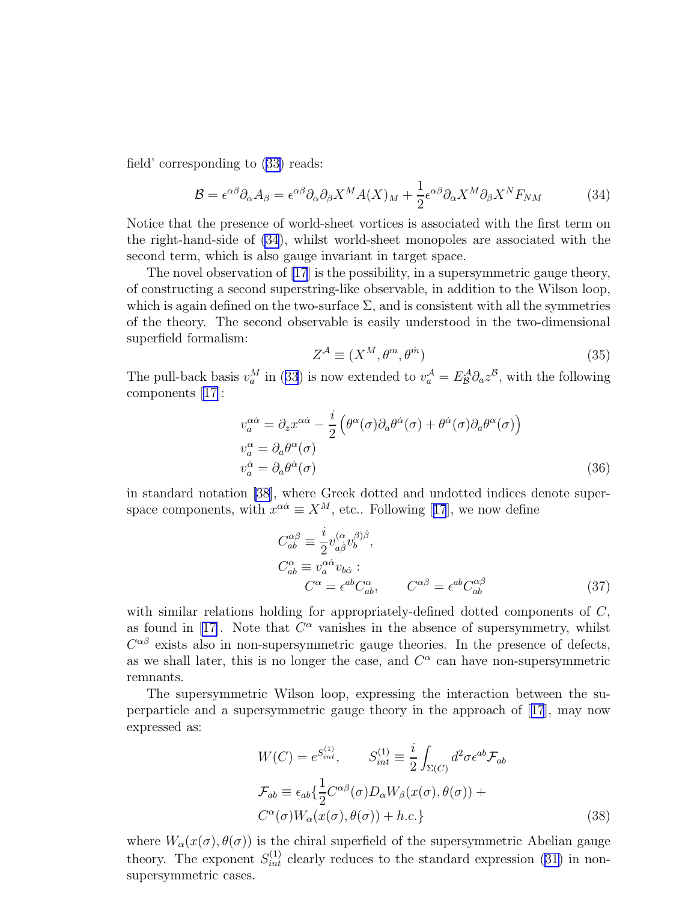field' corresponding to (33) reads:

$$\mathcal{B} = \epsilon^{\alpha\beta}\partial_\alpha A_\beta = \epsilon^{\alpha\beta}\partial_\alpha\partial_\beta X^M A(X)_M + \frac{1}{2}\epsilon^{\alpha\beta}\partial_\alpha X^M \partial_\beta X^N F_{NM} \tag{34}$$

Notice that the presence of world-sheet vortices is associated with the first term on the right-hand-side of (34), whilst world-sheet monopoles are associated with the second term, which is also gauge invariant in target space.

The novel observation of [17] is the possibility, in a supersymmetric gauge theory, of constructing a second superstring-like observable, in addition to the Wilson loop, which is again defined on the two-surface $\Sigma$, and is consistent with all the symmetries of the theory. The second observable is easily understood in the two-dimensional superfield formalism:

$$Z^{\mathcal{A}} \equiv (X^M, \theta^m, \theta^{\dot{m}}) \tag{35}$$

The pull-back basis $v_a^M$ in (33) is now extended to $v_a^{\mathcal{A}} = E_{\mathcal{B}}^{\mathcal{A}}\partial_a z^{\mathcal{B}}$, with the following components [17]:

$$\begin{aligned} v_a^{\alpha\dot{\alpha}} &= \partial_z x^{\alpha\dot{\alpha}} - \frac{i}{2}\left(\theta^\alpha(\sigma)\partial_a\theta^{\dot{\alpha}}(\sigma) + \theta^{\dot{\alpha}}(\sigma)\partial_a\theta^\alpha(\sigma)\right) \\ v_a^\alpha &= \partial_a\theta^\alpha(\sigma) \\ v_a^{\dot{\alpha}} &= \partial_a\theta^{\dot{\alpha}}(\sigma) \end{aligned} \tag{36}$$

in standard notation [38], where Greek dotted and undotted indices denote superspace components, with $x^{\alpha\dot{\alpha}} \equiv X^M$, etc.. Following [17], we now define

$$\begin{aligned} C_{ab}^{\alpha\beta} &\equiv \frac{i}{2} v_{a\dot{\beta}}^{(\alpha} v_b^{\beta)\dot{\beta}}, \\ C_{ab}^\alpha &\equiv v_a^{\alpha\dot{\alpha}} v_{b\dot{\alpha}} : \\ &\quad C^\alpha = \epsilon^{ab} C_{ab}^\alpha, \qquad C^{\alpha\beta} = \epsilon^{ab} C_{ab}^{\alpha\beta} \end{aligned} \tag{37}$$

with similar relations holding for appropriately-defined dotted components of $C$, as found in [17]. Note that $C^\alpha$ vanishes in the absence of supersymmetry, whilst $C^{\alpha\beta}$ exists also in non-supersymmetric gauge theories. In the presence of defects, as we shall later, this is no longer the case, and $C^\alpha$ can have non-supersymmetric remnants.

The supersymmetric Wilson loop, expressing the interaction between the superparticle and a supersymmetric gauge theory in the approach of [17], may now expressed as:

$$\begin{aligned} W(C) &= e^{S_{int}^{(1)}}, \qquad S_{int}^{(1)} \equiv \frac{i}{2}\int_{\Sigma(C)} d^2\sigma \epsilon^{ab}\mathcal{F}_{ab} \\ \mathcal{F}_{ab} &\equiv \epsilon_{ab}\{\frac{1}{2}C^{\alpha\beta}(\sigma) D_\alpha W_\beta(x(\sigma), \theta(\sigma)) + \\ &C^\alpha(\sigma) W_\alpha(x(\sigma), \theta(\sigma)) + h.c.\} \end{aligned} \tag{38}$$

where $W_\alpha(x(\sigma), \theta(\sigma))$ is the chiral superfield of the supersymmetric Abelian gauge theory. The exponent $S_{int}^{(1)}$ clearly reduces to the standard expression (31) in non-supersymmetric cases.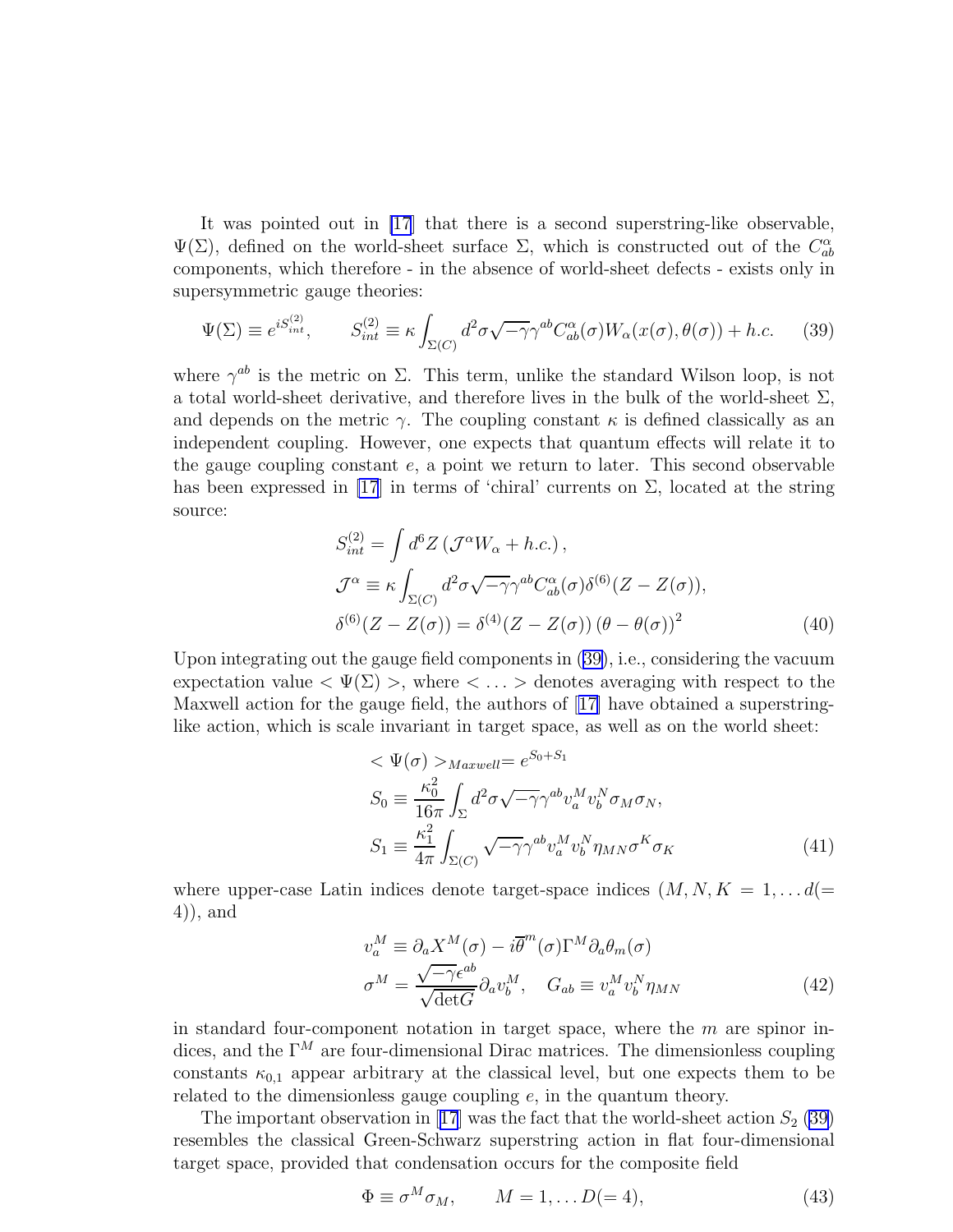It was pointed out in [17] that there is a second superstring-like observable, $\Psi(\Sigma)$, defined on the world-sheet surface $\Sigma$, which is constructed out of the $C^{\alpha}_{ab}$ components, which therefore - in the absence of world-sheet defects - exists only in supersymmetric gauge theories:

$$\Psi(\Sigma) \equiv e^{iS^{(2)}_{int}}, \qquad S^{(2)}_{int} \equiv \kappa \int_{\Sigma(C)} d^2\sigma \sqrt{-\gamma}\gamma^{ab} C^{\alpha}_{ab}(\sigma) W_{\alpha}(x(\sigma), \theta(\sigma)) + h.c. \tag{39}$$

where $\gamma^{ab}$ is the metric on $\Sigma$. This term, unlike the standard Wilson loop, is not a total world-sheet derivative, and therefore lives in the bulk of the world-sheet $\Sigma$, and depends on the metric $\gamma$. The coupling constant $\kappa$ is defined classically as an independent coupling. However, one expects that quantum effects will relate it to the gauge coupling constant $e$, a point we return to later. This second observable has been expressed in [17] in terms of 'chiral' currents on $\Sigma$, located at the string source:

$$\begin{aligned}
S^{(2)}_{int} &= \int d^6 Z \left( \mathcal{J}^{\alpha} W_{\alpha} + h.c. \right), \\
\mathcal{J}^{\alpha} &\equiv \kappa \int_{\Sigma(C)} d^2\sigma \sqrt{-\gamma}\gamma^{ab} C^{\alpha}_{ab}(\sigma) \delta^{(6)}(Z - Z(\sigma)), \\
\delta^{(6)}(Z - Z(\sigma)) &= \delta^{(4)}(Z - Z(\sigma)) \left(\theta - \theta(\sigma)\right)^2
\end{aligned} \tag{40}$$

Upon integrating out the gauge field components in (39), i.e., considering the vacuum expectation value $< \Psi(\Sigma) >$, where $< \ldots >$ denotes averaging with respect to the Maxwell action for the gauge field, the authors of [17] have obtained a superstring-like action, which is scale invariant in target space, as well as on the world sheet:

$$\begin{aligned}
&< \Psi(\sigma) >_{Maxwell} = e^{S_0 + S_1} \\
&S_0 \equiv \frac{\kappa_0^2}{16\pi} \int_{\Sigma} d^2\sigma \sqrt{-\gamma}\gamma^{ab} v^M_a v^N_b \sigma_M \sigma_N, \\
&S_1 \equiv \frac{\kappa_1^2}{4\pi} \int_{\Sigma(C)} \sqrt{-\gamma}\gamma^{ab} v^M_a v^N_b \eta_{MN} \sigma^K \sigma_K
\end{aligned} \tag{41}$$

where upper-case Latin indices denote target-space indices ($M, N, K = 1, \ldots d(= 4)$), and

$$\begin{aligned}
v^M_a &\equiv \partial_a X^M(\sigma) - i\overline{\theta}^m(\sigma)\Gamma^M \partial_a \theta_m(\sigma) \\
\sigma^M &= \frac{\sqrt{-\gamma}\epsilon^{ab}}{\sqrt{\det G}} \partial_a v^M_b, \quad G_{ab} \equiv v^M_a v^N_b \eta_{MN}
\end{aligned} \tag{42}$$

in standard four-component notation in target space, where the $m$ are spinor indices, and the $\Gamma^M$ are four-dimensional Dirac matrices. The dimensionless coupling constants $\kappa_{0,1}$ appear arbitrary at the classical level, but one expects them to be related to the dimensionless gauge coupling $e$, in the quantum theory.

The important observation in [17] was the fact that the world-sheet action $S_2$ (39) resembles the classical Green-Schwarz superstring action in flat four-dimensional target space, provided that condensation occurs for the composite field

$$\Phi \equiv \sigma^M \sigma_M, \qquad M = 1, \ldots D(= 4), \tag{43}$$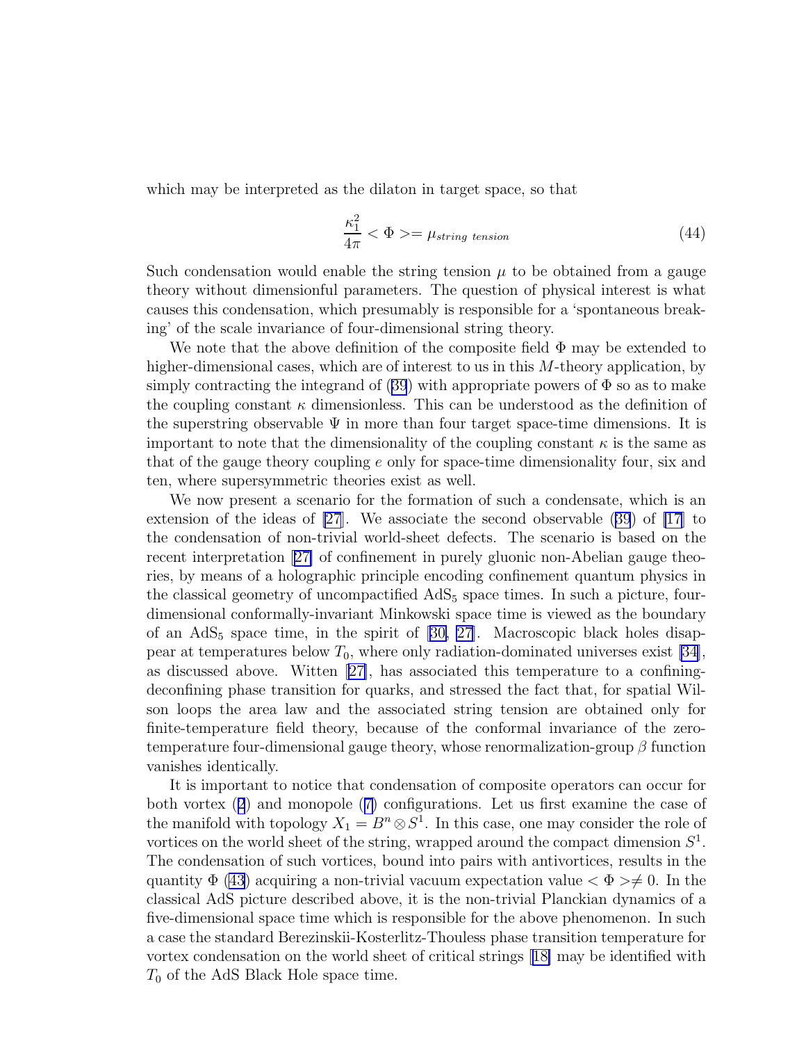which may be interpreted as the dilaton in target space, so that

$$\frac{\kappa_1^2}{4\pi} < \Phi >= \mu_{string\ tension} \tag{44}$$

Such condensation would enable the string tension $\mu$ to be obtained from a gauge theory without dimensionful parameters. The question of physical interest is what causes this condensation, which presumably is responsible for a 'spontaneous breaking' of the scale invariance of four-dimensional string theory.

We note that the above definition of the composite field $\Phi$ may be extended to higher-dimensional cases, which are of interest to us in this $M$-theory application, by simply contracting the integrand of (39) with appropriate powers of $\Phi$ so as to make the coupling constant $\kappa$ dimensionless. This can be understood as the definition of the superstring observable $\Psi$ in more than four target space-time dimensions. It is important to note that the dimensionality of the coupling constant $\kappa$ is the same as that of the gauge theory coupling $e$ only for space-time dimensionality four, six and ten, where supersymmetric theories exist as well.

We now present a scenario for the formation of such a condensate, which is an extension of the ideas of [27]. We associate the second observable (39) of [17] to the condensation of non-trivial world-sheet defects. The scenario is based on the recent interpretation [27] of confinement in purely gluonic non-Abelian gauge theories, by means of a holographic principle encoding confinement quantum physics in the classical geometry of uncompactified $\mathrm{AdS}_5$ space times. In such a picture, four-dimensional conformally-invariant Minkowski space time is viewed as the boundary of an $\mathrm{AdS}_5$ space time, in the spirit of [30, 27]. Macroscopic black holes disappear at temperatures below $T_0$, where only radiation-dominated universes exist [34], as discussed above. Witten [27], has associated this temperature to a confining-deconfining phase transition for quarks, and stressed the fact that, for spatial Wilson loops the area law and the associated string tension are obtained only for finite-temperature field theory, because of the conformal invariance of the zero-temperature four-dimensional gauge theory, whose renormalization-group $\beta$ function vanishes identically.

It is important to notice that condensation of composite operators can occur for both vortex (2) and monopole (7) configurations. Let us first examine the case of the manifold with topology $X_1 = B^n \otimes S^1$. In this case, one may consider the role of vortices on the world sheet of the string, wrapped around the compact dimension $S^1$. The condensation of such vortices, bound into pairs with antivortices, results in the quantity $\Phi$ (43) acquiring a non-trivial vacuum expectation value $< \Phi > \neq 0$. In the classical AdS picture described above, it is the non-trivial Planckian dynamics of a five-dimensional space time which is responsible for the above phenomenon. In such a case the standard Berezinskii-Kosterlitz-Thouless phase transition temperature for vortex condensation on the world sheet of critical strings [18] may be identified with $T_0$ of the AdS Black Hole space time.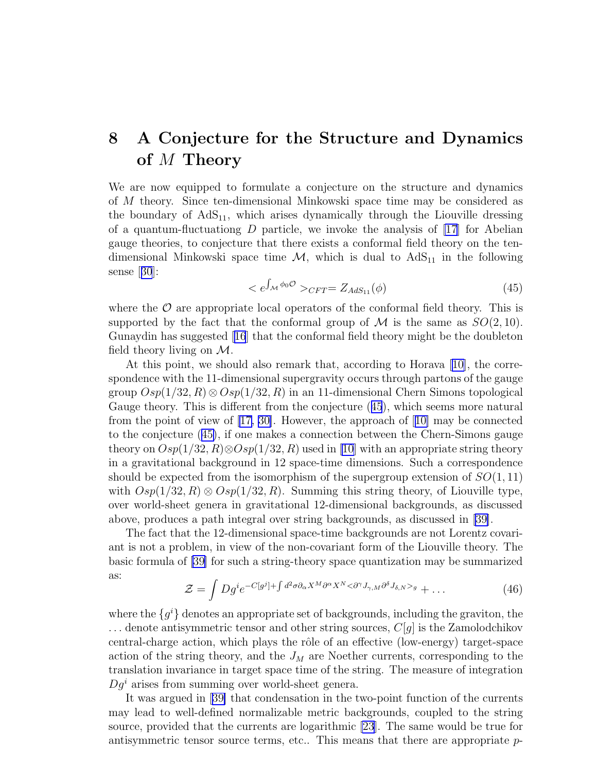## 8 A Conjecture for the Structure and Dynamics of $M$ Theory

We are now equipped to formulate a conjecture on the structure and dynamics of $M$ theory. Since ten-dimensional Minkowski space time may be considered as the boundary of $\mathrm{AdS}_{11}$, which arises dynamically through the Liouville dressing of a quantum-fluctuationg $D$ particle, we invoke the analysis of [17] for Abelian gauge theories, to conjecture that there exists a conformal field theory on the ten-dimensional Minkowski space time $\mathcal{M}$, which is dual to $\mathrm{AdS}_{11}$ in the following sense [30]:

$$< e^{\int_{\mathcal{M}} \phi_0 \mathcal{O}} >_{CFT} = Z_{AdS_{11}}(\phi) \tag{45}$$

where the $\mathcal{O}$ are appropriate local operators of the conformal field theory. This is supported by the fact that the conformal group of $\mathcal{M}$ is the same as $SO(2,10)$. Gunaydin has suggested [16] that the conformal field theory might be the doubleton field theory living on $\mathcal{M}$.

At this point, we should also remark that, according to Horava [10], the correspondence with the 11-dimensional supergravity occurs through partons of the gauge group $Osp(1/32,R) \otimes Osp(1/32,R)$ in an 11-dimensional Chern Simons topological Gauge theory. This is different from the conjecture (45), which seems more natural from the point of view of [17, 30]. However, the approach of [10] may be connected to the conjecture (45), if one makes a connection between the Chern-Simons gauge theory on $Osp(1/32,R)\otimes Osp(1/32,R)$ used in [10] with an appropriate string theory in a gravitational background in 12 space-time dimensions. Such a correspondence should be expected from the isomorphism of the supergroup extension of $SO(1,11)$ with $Osp(1/32,R) \otimes Osp(1/32,R)$. Summing this string theory, of Liouville type, over world-sheet genera in gravitational 12-dimensional backgrounds, as discussed above, produces a path integral over string backgrounds, as discussed in [39].

The fact that the 12-dimensional space-time backgrounds are not Lorentz covariant is not a problem, in view of the non-covariant form of the Liouville theory. The basic formula of [39] for such a string-theory space quantization may be summarized as:

$$\mathcal{Z} = \int Dg^i e^{-C[g^j] + \int d^2\sigma \partial_\alpha X^M \partial^\alpha X^N < \partial^\gamma J_{\gamma,M} \partial^\delta J_{\delta,N} >_g} + \dots \tag{46}$$

where the $\{g^i\}$ denotes an appropriate set of backgrounds, including the graviton, the $\dots$ denote antisymmetric tensor and other string sources, $C[g]$ is the Zamolodchikov central-charge action, which plays the rôle of an effective (low-energy) target-space action of the string theory, and the $J_M$ are Noether currents, corresponding to the translation invariance in target space time of the string. The measure of integration $Dg^i$ arises from summing over world-sheet genera.

It was argued in [39] that condensation in the two-point function of the currents may lead to well-defined normalizable metric backgrounds, coupled to the string source, provided that the currents are logarithmic [23]. The same would be true for antisymmetric tensor source terms, etc.. This means that there are appropriate $p$-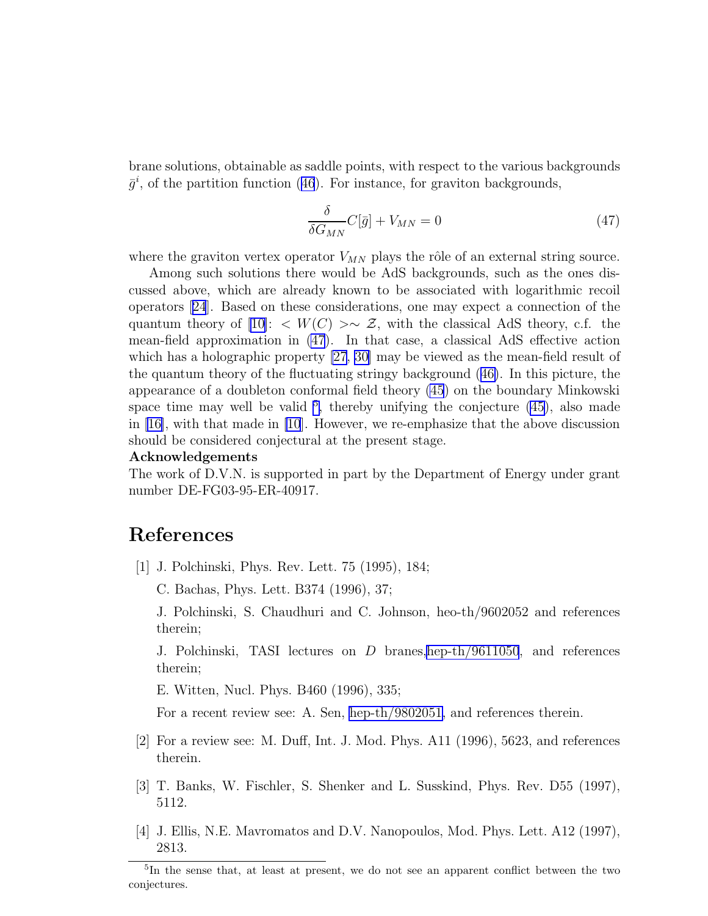brane solutions, obtainable as saddle points, with respect to the various backgrounds $\bar{g}^i$, of the partition function (46). For instance, for graviton backgrounds,

$$\frac{\delta}{\delta G_{MN}} C[\bar{g}] + V_{MN} = 0 \tag{47}$$

where the graviton vertex operator $V_{MN}$ plays the rôle of an external string source.

Among such solutions there would be AdS backgrounds, such as the ones discussed above, which are already known to be associated with logarithmic recoil operators [24]. Based on these considerations, one may expect a connection of the quantum theory of [10]: $< W(C) > \sim \mathcal{Z}$, with the classical AdS theory, c.f. the mean-field approximation in (47). In that case, a classical AdS effective action which has a holographic property [27, 30] may be viewed as the mean-field result of the quantum theory of the fluctuating stringy background (46). In this picture, the appearance of a doubleton conformal field theory (45) on the boundary Minkowski space time may well be valid [5], thereby unifying the conjecture (45), also made in [16], with that made in [10]. However, we re-emphasize that the above discussion should be considered conjectural at the present stage.

**Acknowledgements**

The work of D.V.N. is supported in part by the Department of Energy under grant number DE-FG03-95-ER-40917.

# References

[1] J. Polchinski, Phys. Rev. Lett. 75 (1995), 184;

C. Bachas, Phys. Lett. B374 (1996), 37;

J. Polchinski, S. Chaudhuri and C. Johnson, heo-th/9602052 and references therein;

J. Polchinski, TASI lectures on $D$ branes,hep-th/9611050, and references therein;

E. Witten, Nucl. Phys. B460 (1996), 335;

For a recent review see: A. Sen, hep-th/9802051, and references therein.

[2] For a review see: M. Duff, Int. J. Mod. Phys. A11 (1996), 5623, and references therein.

[3] T. Banks, W. Fischler, S. Shenker and L. Susskind, Phys. Rev. D55 (1997), 5112.

[4] J. Ellis, N.E. Mavromatos and D.V. Nanopoulos, Mod. Phys. Lett. A12 (1997), 2813.

---

[5] In the sense that, at least at present, we do not see an apparent conflict between the two conjectures.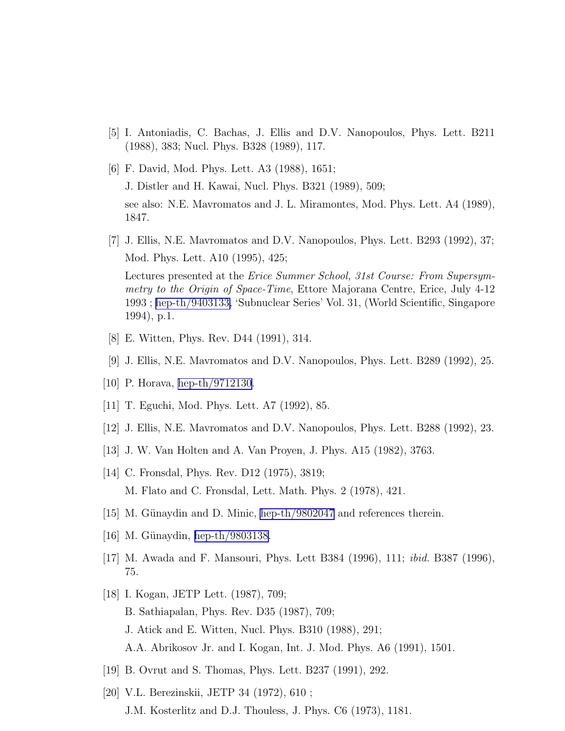[5] I. Antoniadis, C. Bachas, J. Ellis and D.V. Nanopoulos, Phys. Lett. B211 (1988), 383; Nucl. Phys. B328 (1989), 117.

[6] F. David, Mod. Phys. Lett. A3 (1988), 1651;
J. Distler and H. Kawai, Nucl. Phys. B321 (1989), 509;
see also: N.E. Mavromatos and J. L. Miramontes, Mod. Phys. Lett. A4 (1989), 1847.

[7] J. Ellis, N.E. Mavromatos and D.V. Nanopoulos, Phys. Lett. B293 (1992), 37;
Mod. Phys. Lett. A10 (1995), 425;
Lectures presented at the *Erice Summer School, 31st Course: From Supersymmetry to the Origin of Space-Time*, Ettore Majorana Centre, Erice, July 4-12 1993 ; hep-th/9403133, 'Subnuclear Series' Vol. 31, (World Scientific, Singapore 1994), p.1.

[8] E. Witten, Phys. Rev. D44 (1991), 314.

[9] J. Ellis, N.E. Mavromatos and D.V. Nanopoulos, Phys. Lett. B289 (1992), 25.

[10] P. Horava, hep-th/9712130.

[11] T. Eguchi, Mod. Phys. Lett. A7 (1992), 85.

[12] J. Ellis, N.E. Mavromatos and D.V. Nanopoulos, Phys. Lett. B288 (1992), 23.

[13] J. W. Van Holten and A. Van Proyen, J. Phys. A15 (1982), 3763.

[14] C. Fronsdal, Phys. Rev. D12 (1975), 3819;
M. Flato and C. Fronsdal, Lett. Math. Phys. 2 (1978), 421.

[15] M. Günaydin and D. Minic, hep-th/9802047 and references therein.

[16] M. Günaydin, hep-th/9803138.

[17] M. Awada and F. Mansouri, Phys. Lett B384 (1996), 111; *ibid.* B387 (1996), 75.

[18] I. Kogan, JETP Lett. (1987), 709;
B. Sathiapalan, Phys. Rev. D35 (1987), 709;
J. Atick and E. Witten, Nucl. Phys. B310 (1988), 291;
A.A. Abrikosov Jr. and I. Kogan, Int. J. Mod. Phys. A6 (1991), 1501.

[19] B. Ovrut and S. Thomas, Phys. Lett. B237 (1991), 292.

[20] V.L. Berezinskii, JETP 34 (1972), 610 ;
J.M. Kosterlitz and D.J. Thouless, J. Phys. C6 (1973), 1181.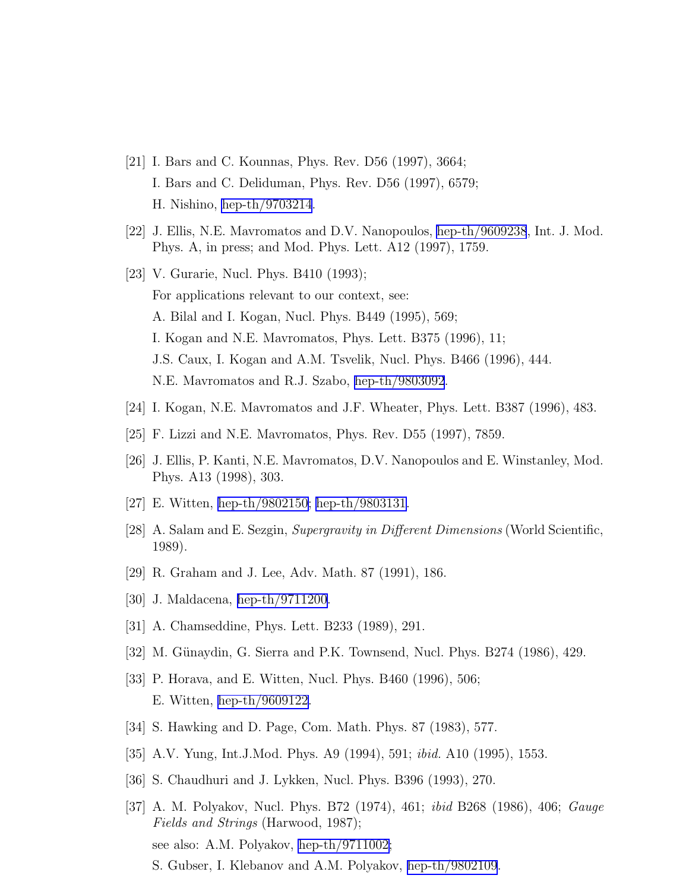[21] I. Bars and C. Kounnas, Phys. Rev. D56 (1997), 3664;
I. Bars and C. Deliduman, Phys. Rev. D56 (1997), 6579;
H. Nishino, hep-th/9703214.

[22] J. Ellis, N.E. Mavromatos and D.V. Nanopoulos, hep-th/9609238, Int. J. Mod. Phys. A, in press; and Mod. Phys. Lett. A12 (1997), 1759.

[23] V. Gurarie, Nucl. Phys. B410 (1993);
For applications relevant to our context, see:
A. Bilal and I. Kogan, Nucl. Phys. B449 (1995), 569;
I. Kogan and N.E. Mavromatos, Phys. Lett. B375 (1996), 11;
J.S. Caux, I. Kogan and A.M. Tsvelik, Nucl. Phys. B466 (1996), 444.
N.E. Mavromatos and R.J. Szabo, hep-th/9803092.

[24] I. Kogan, N.E. Mavromatos and J.F. Wheater, Phys. Lett. B387 (1996), 483.

[25] F. Lizzi and N.E. Mavromatos, Phys. Rev. D55 (1997), 7859.

[26] J. Ellis, P. Kanti, N.E. Mavromatos, D.V. Nanopoulos and E. Winstanley, Mod. Phys. A13 (1998), 303.

[27] E. Witten, hep-th/9802150; hep-th/9803131.

[28] A. Salam and E. Sezgin, *Supergravity in Different Dimensions* (World Scientific, 1989).

[29] R. Graham and J. Lee, Adv. Math. 87 (1991), 186.

[30] J. Maldacena, hep-th/9711200.

[31] A. Chamseddine, Phys. Lett. B233 (1989), 291.

[32] M. Günaydin, G. Sierra and P.K. Townsend, Nucl. Phys. B274 (1986), 429.

[33] P. Horava, and E. Witten, Nucl. Phys. B460 (1996), 506;
E. Witten, hep-th/9609122.

[34] S. Hawking and D. Page, Com. Math. Phys. 87 (1983), 577.

[35] A.V. Yung, Int.J.Mod. Phys. A9 (1994), 591; *ibid.* A10 (1995), 1553.

[36] S. Chaudhuri and J. Lykken, Nucl. Phys. B396 (1993), 270.

[37] A. M. Polyakov, Nucl. Phys. B72 (1974), 461; *ibid* B268 (1986), 406; *Gauge Fields and Strings* (Harwood, 1987);
see also: A.M. Polyakov, hep-th/9711002;
S. Gubser, I. Klebanov and A.M. Polyakov, hep-th/9802109.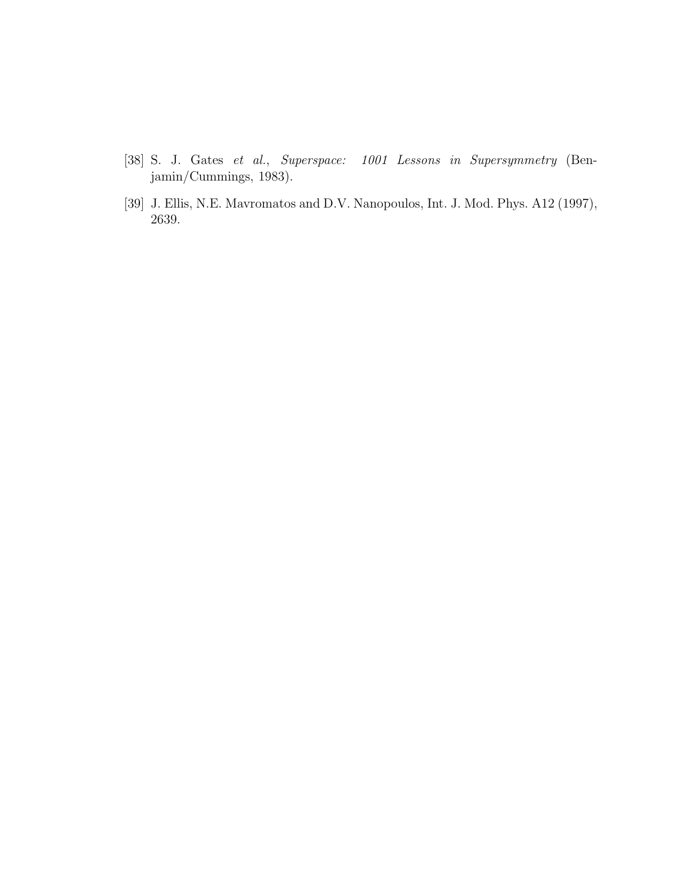[38] S. J. Gates *et al.*, *Superspace: 1001 Lessons in Supersymmetry* (Benjamin/Cummings, 1983).

[39] J. Ellis, N.E. Mavromatos and D.V. Nanopoulos, Int. J. Mod. Phys. A12 (1997), 2639.